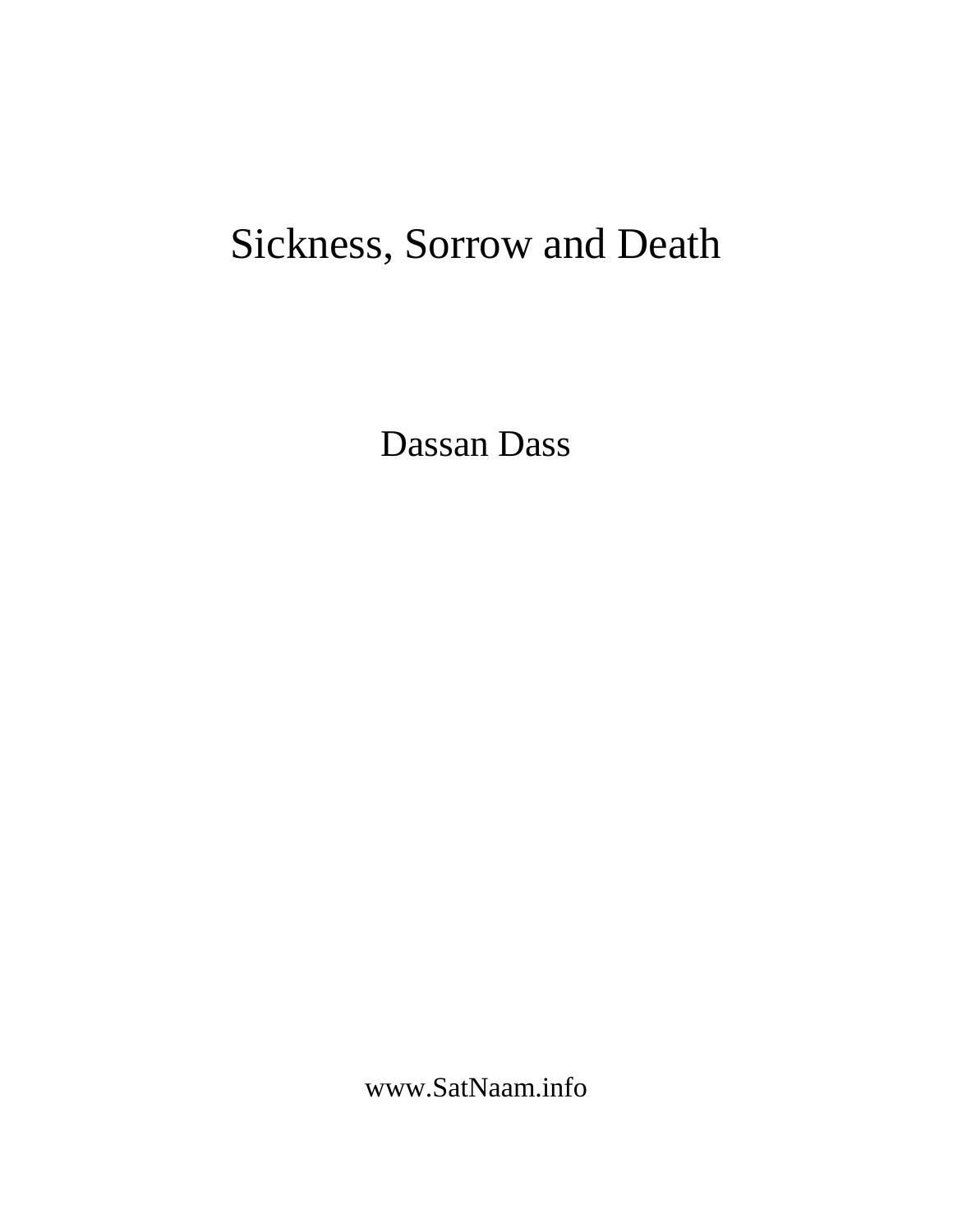# Sickness, Sorrow and Death

Dassan Dass

www.SatNaam.info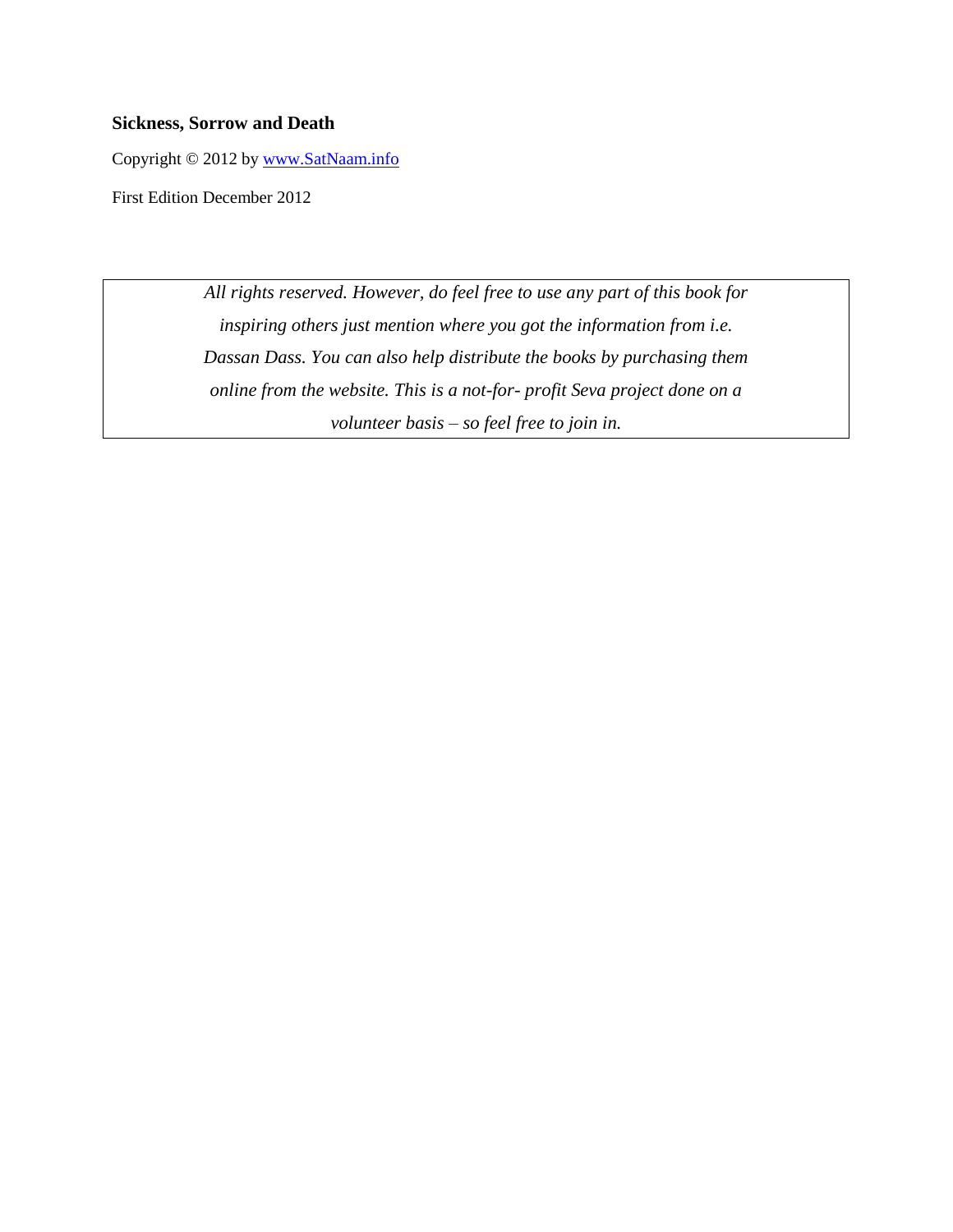**Sickness, Sorrow and Death**

Copyright © 2012 by [www.SatNaam.info](http://www.SatNaam.info)

First Edition December 2012

*All rights reserved. However, do feel free to use any part of this book for inspiring others just mention where you got the information from i.e. Dassan Dass. You can also help distribute the books by purchasing them online from the website. This is a not-for- profit Seva project done on a volunteer basis – so feel free to join in.*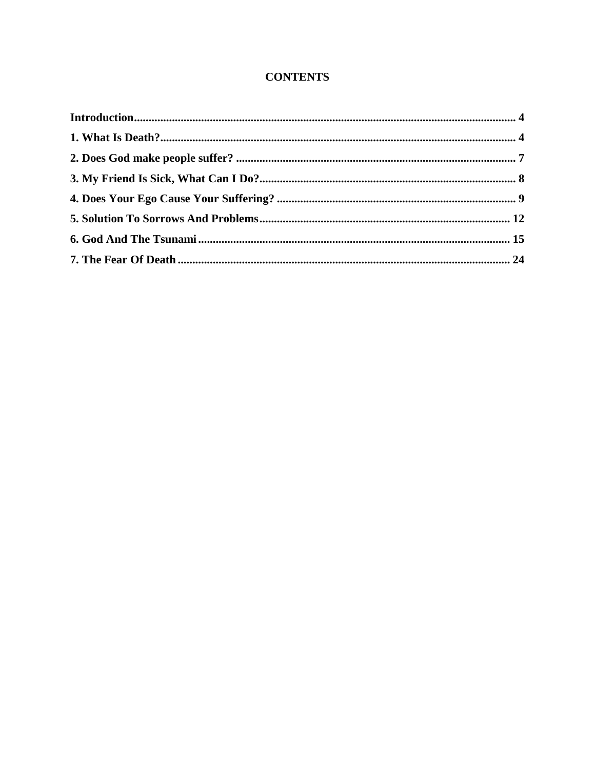# CONTENTS

**Introduction** .................................................................................................................................. 4

**1. What Is Death?** ......................................................................................................................... 4

**2. Does God make people suffer?** ............................................................................................... 7

**3. My Friend Is Sick, What Can I Do?** ....................................................................................... 8

**4. Does Your Ego Cause Your Suffering?** ................................................................................. 9

**5. Solution To Sorrows And Problems** ..................................................................................... 12

**6. God And The Tsunami** .......................................................................................................... 15

**7. The Fear Of Death** ................................................................................................................. 24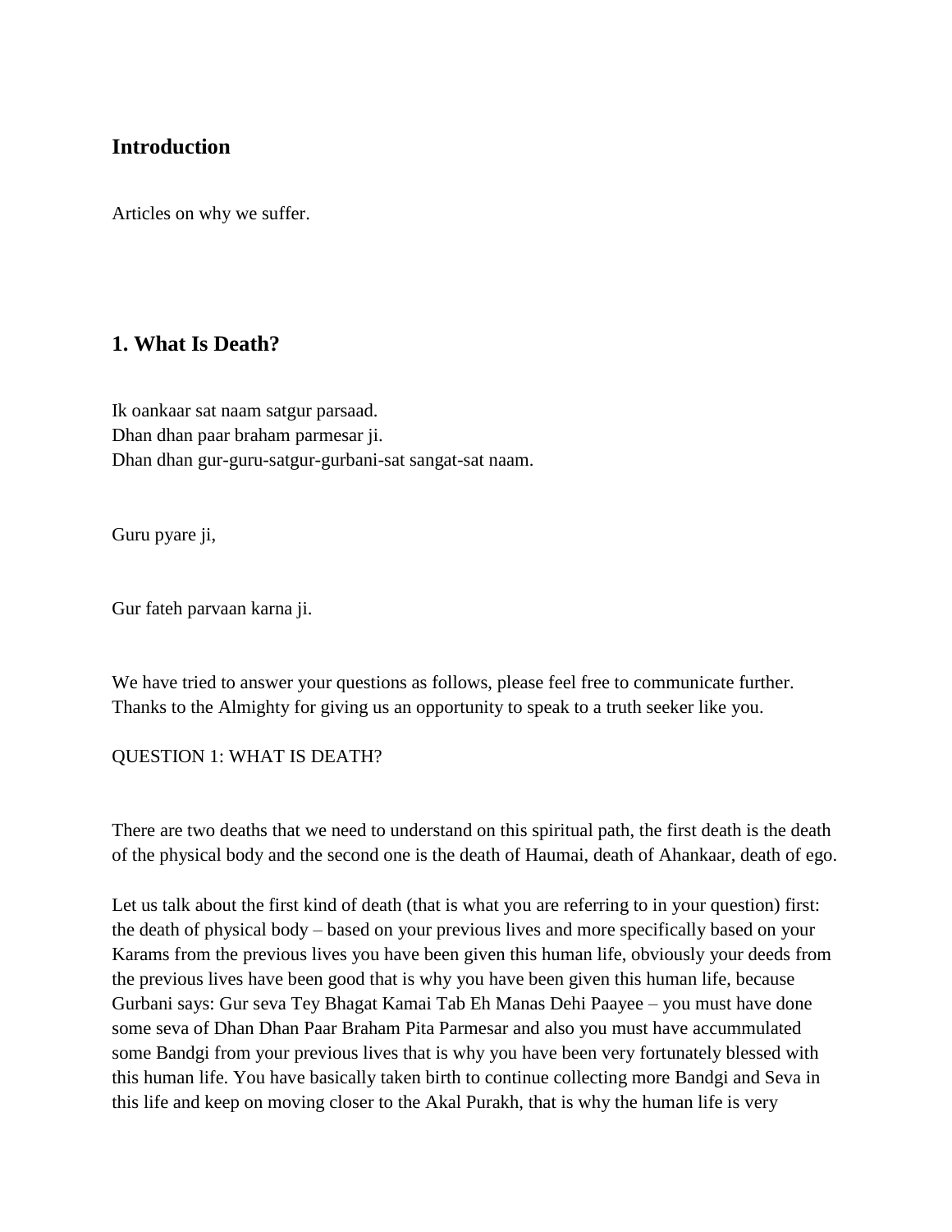## Introduction

Articles on why we suffer.

## 1. What Is Death?

Ik oankaar sat naam satgur parsaad.
Dhan dhan paar braham parmesar ji.
Dhan dhan gur-guru-satgur-gurbani-sat sangat-sat naam.

Guru pyare ji,

Gur fateh parvaan karna ji.

We have tried to answer your questions as follows, please feel free to communicate further. Thanks to the Almighty for giving us an opportunity to speak to a truth seeker like you.

QUESTION 1: WHAT IS DEATH?

There are two deaths that we need to understand on this spiritual path, the first death is the death of the physical body and the second one is the death of Haumai, death of Ahankaar, death of ego.

Let us talk about the first kind of death (that is what you are referring to in your question) first: the death of physical body – based on your previous lives and more specifically based on your Karams from the previous lives you have been given this human life, obviously your deeds from the previous lives have been good that is why you have been given this human life, because Gurbani says: Gur seva Tey Bhagat Kamai Tab Eh Manas Dehi Paayee – you must have done some seva of Dhan Dhan Paar Braham Pita Parmesar and also you must have accummulated some Bandgi from your previous lives that is why you have been very fortunately blessed with this human life. You have basically taken birth to continue collecting more Bandgi and Seva in this life and keep on moving closer to the Akal Purakh, that is why the human life is very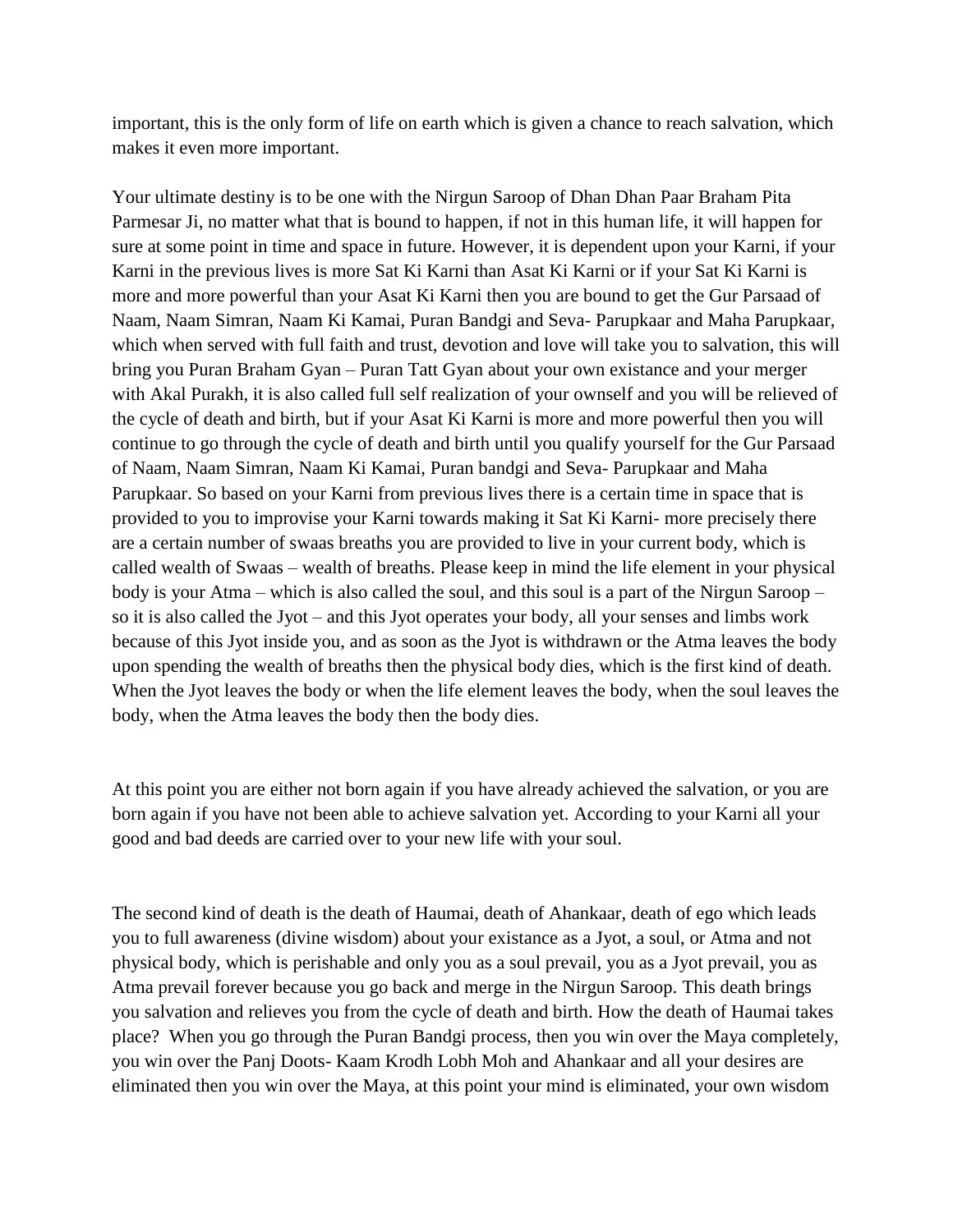important, this is the only form of life on earth which is given a chance to reach salvation, which makes it even more important.

Your ultimate destiny is to be one with the Nirgun Saroop of Dhan Dhan Paar Braham Pita Parmesar Ji, no matter what that is bound to happen, if not in this human life, it will happen for sure at some point in time and space in future. However, it is dependent upon your Karni, if your Karni in the previous lives is more Sat Ki Karni than Asat Ki Karni or if your Sat Ki Karni is more and more powerful than your Asat Ki Karni then you are bound to get the Gur Parsaad of Naam, Naam Simran, Naam Ki Kamai, Puran Bandgi and Seva- Parupkaar and Maha Parupkaar, which when served with full faith and trust, devotion and love will take you to salvation, this will bring you Puran Braham Gyan – Puran Tatt Gyan about your own existance and your merger with Akal Purakh, it is also called full self realization of your ownself and you will be relieved of the cycle of death and birth, but if your Asat Ki Karni is more and more powerful then you will continue to go through the cycle of death and birth until you qualify yourself for the Gur Parsaad of Naam, Naam Simran, Naam Ki Kamai, Puran bandgi and Seva- Parupkaar and Maha Parupkaar. So based on your Karni from previous lives there is a certain time in space that is provided to you to improvise your Karni towards making it Sat Ki Karni- more precisely there are a certain number of swaas breaths you are provided to live in your current body, which is called wealth of Swaas – wealth of breaths. Please keep in mind the life element in your physical body is your Atma – which is also called the soul, and this soul is a part of the Nirgun Saroop – so it is also called the Jyot – and this Jyot operates your body, all your senses and limbs work because of this Jyot inside you, and as soon as the Jyot is withdrawn or the Atma leaves the body upon spending the wealth of breaths then the physical body dies, which is the first kind of death. When the Jyot leaves the body or when the life element leaves the body, when the soul leaves the body, when the Atma leaves the body then the body dies.

At this point you are either not born again if you have already achieved the salvation, or you are born again if you have not been able to achieve salvation yet. According to your Karni all your good and bad deeds are carried over to your new life with your soul.

The second kind of death is the death of Haumai, death of Ahankaar, death of ego which leads you to full awareness (divine wisdom) about your existance as a Jyot, a soul, or Atma and not physical body, which is perishable and only you as a soul prevail, you as a Jyot prevail, you as Atma prevail forever because you go back and merge in the Nirgun Saroop. This death brings you salvation and relieves you from the cycle of death and birth. How the death of Haumai takes place? When you go through the Puran Bandgi process, then you win over the Maya completely, you win over the Panj Doots- Kaam Krodh Lobh Moh and Ahankaar and all your desires are eliminated then you win over the Maya, at this point your mind is eliminated, your own wisdom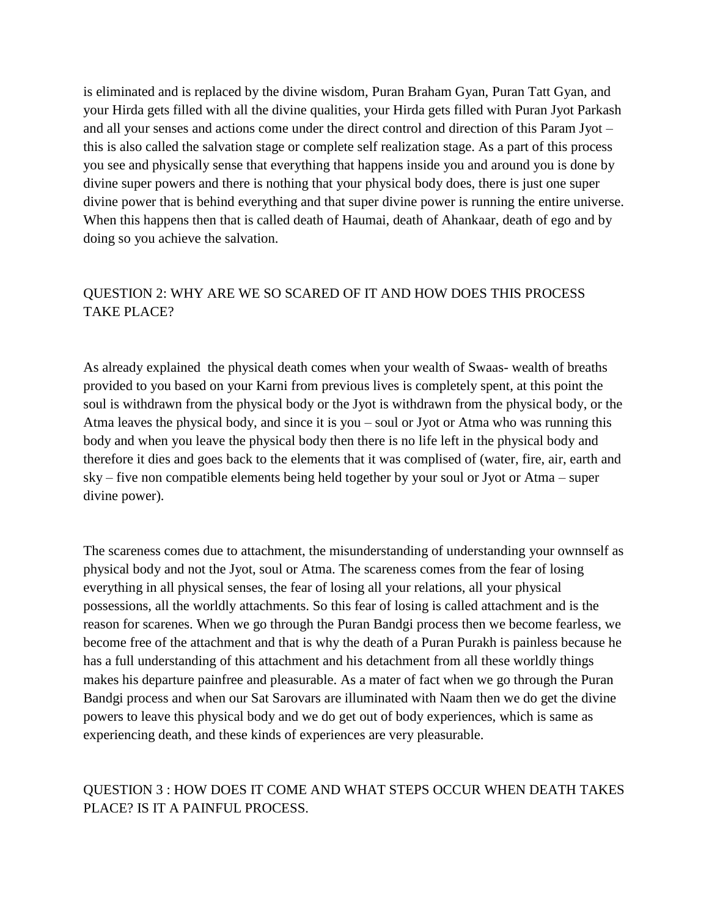is eliminated and is replaced by the divine wisdom, Puran Braham Gyan, Puran Tatt Gyan, and your Hirda gets filled with all the divine qualities, your Hirda gets filled with Puran Jyot Parkash and all your senses and actions come under the direct control and direction of this Param Jyot – this is also called the salvation stage or complete self realization stage. As a part of this process you see and physically sense that everything that happens inside you and around you is done by divine super powers and there is nothing that your physical body does, there is just one super divine power that is behind everything and that super divine power is running the entire universe. When this happens then that is called death of Haumai, death of Ahankaar, death of ego and by doing so you achieve the salvation.

## QUESTION 2: WHY ARE WE SO SCARED OF IT AND HOW DOES THIS PROCESS TAKE PLACE?

As already explained the physical death comes when your wealth of Swaas- wealth of breaths provided to you based on your Karni from previous lives is completely spent, at this point the soul is withdrawn from the physical body or the Jyot is withdrawn from the physical body, or the Atma leaves the physical body, and since it is you – soul or Jyot or Atma who was running this body and when you leave the physical body then there is no life left in the physical body and therefore it dies and goes back to the elements that it was complised of (water, fire, air, earth and sky – five non compatible elements being held together by your soul or Jyot or Atma – super divine power).

The scareness comes due to attachment, the misunderstanding of understanding your ownnself as physical body and not the Jyot, soul or Atma. The scareness comes from the fear of losing everything in all physical senses, the fear of losing all your relations, all your physical possessions, all the worldly attachments. So this fear of losing is called attachment and is the reason for scarenes. When we go through the Puran Bandgi process then we become fearless, we become free of the attachment and that is why the death of a Puran Purakh is painless because he has a full understanding of this attachment and his detachment from all these worldly things makes his departure painfree and pleasurable. As a mater of fact when we go through the Puran Bandgi process and when our Sat Sarovars are illuminated with Naam then we do get the divine powers to leave this physical body and we do get out of body experiences, which is same as experiencing death, and these kinds of experiences are very pleasurable.

## QUESTION 3 : HOW DOES IT COME AND WHAT STEPS OCCUR WHEN DEATH TAKES PLACE? IS IT A PAINFUL PROCESS.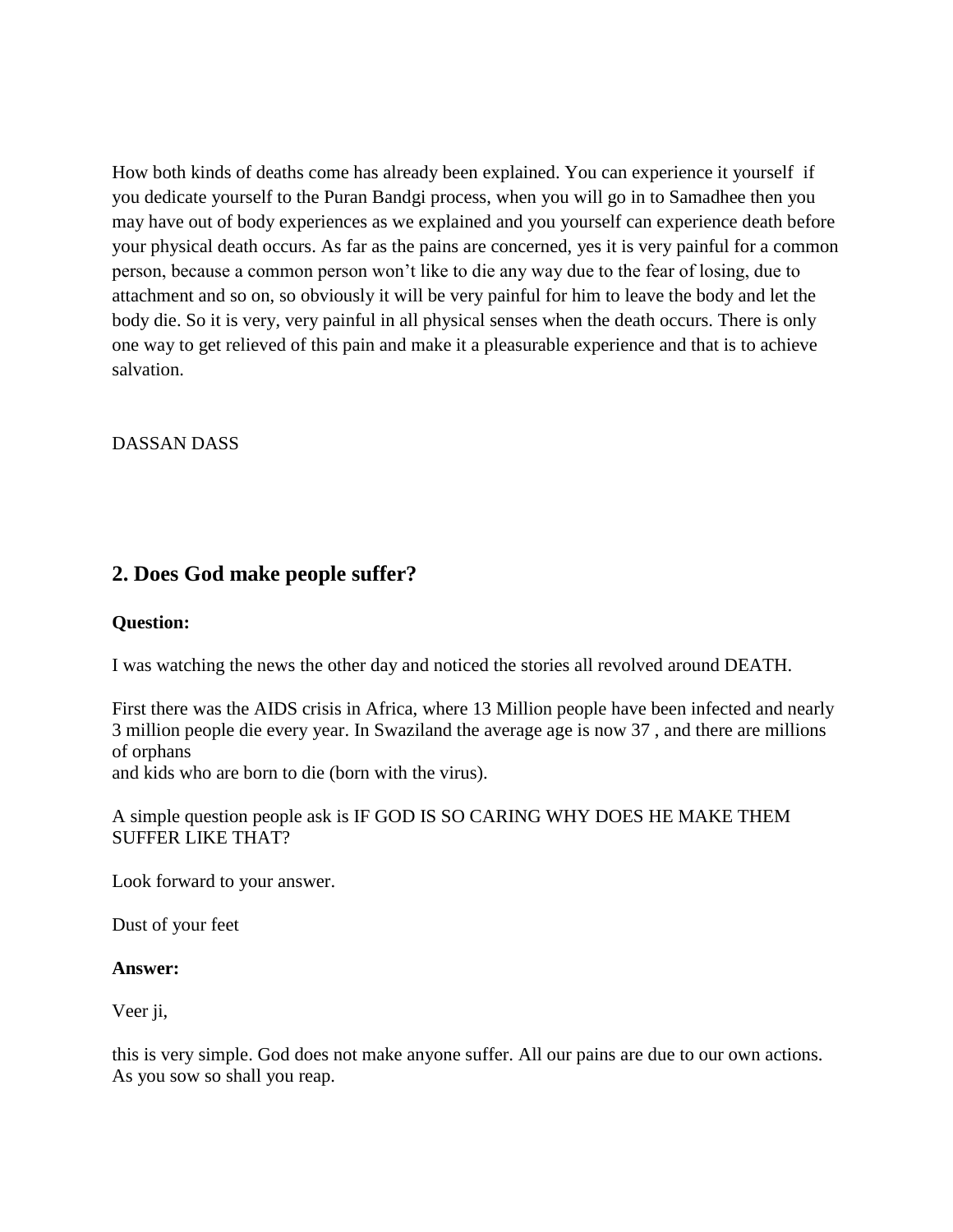How both kinds of deaths come has already been explained. You can experience it yourself if you dedicate yourself to the Puran Bandgi process, when you will go in to Samadhee then you may have out of body experiences as we explained and you yourself can experience death before your physical death occurs. As far as the pains are concerned, yes it is very painful for a common person, because a common person won't like to die any way due to the fear of losing, due to attachment and so on, so obviously it will be very painful for him to leave the body and let the body die. So it is very, very painful in all physical senses when the death occurs. There is only one way to get relieved of this pain and make it a pleasurable experience and that is to achieve salvation.

DASSAN DASS

## 2. Does God make people suffer?

**Question:**

I was watching the news the other day and noticed the stories all revolved around DEATH.

First there was the AIDS crisis in Africa, where 13 Million people have been infected and nearly 3 million people die every year. In Swaziland the average age is now 37 , and there are millions of orphans
and kids who are born to die (born with the virus).

A simple question people ask is IF GOD IS SO CARING WHY DOES HE MAKE THEM SUFFER LIKE THAT?

Look forward to your answer.

Dust of your feet

**Answer:**

Veer ji,

this is very simple. God does not make anyone suffer. All our pains are due to our own actions. As you sow so shall you reap.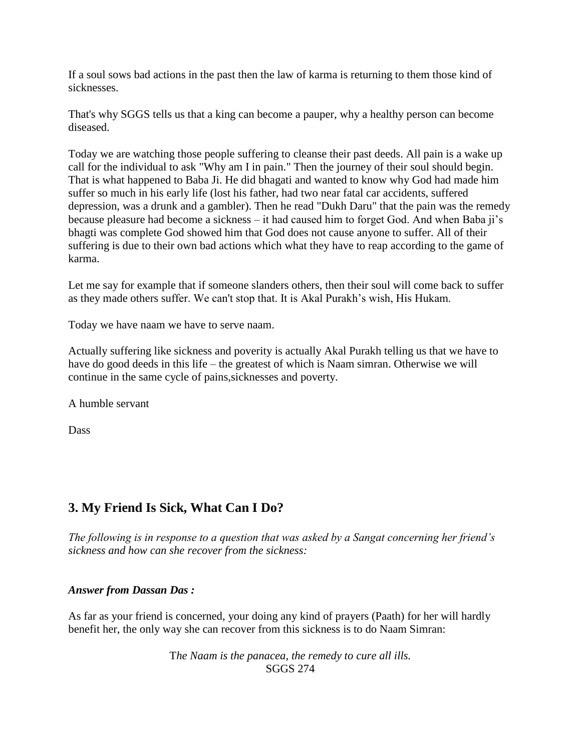If a soul sows bad actions in the past then the law of karma is returning to them those kind of sicknesses.

That's why SGGS tells us that a king can become a pauper, why a healthy person can become diseased.

Today we are watching those people suffering to cleanse their past deeds. All pain is a wake up call for the individual to ask "Why am I in pain." Then the journey of their soul should begin. That is what happened to Baba Ji. He did bhagati and wanted to know why God had made him suffer so much in his early life (lost his father, had two near fatal car accidents, suffered depression, was a drunk and a gambler). Then he read "Dukh Daru" that the pain was the remedy because pleasure had become a sickness – it had caused him to forget God. And when Baba ji's bhagti was complete God showed him that God does not cause anyone to suffer. All of their suffering is due to their own bad actions which what they have to reap according to the game of karma.

Let me say for example that if someone slanders others, then their soul will come back to suffer as they made others suffer. We can't stop that. It is Akal Purakh's wish, His Hukam.

Today we have naam we have to serve naam.

Actually suffering like sickness and poverity is actually Akal Purakh telling us that we have to have do good deeds in this life – the greatest of which is Naam simran. Otherwise we will continue in the same cycle of pains,sicknesses and poverty.

A humble servant

Dass

## 3. My Friend Is Sick, What Can I Do?

*The following is in response to a question that was asked by a Sangat concerning her friend's sickness and how can she recover from the sickness:*

***Answer from Dassan Das :***

As far as your friend is concerned, your doing any kind of prayers (Paath) for her will hardly benefit her, the only way she can recover from this sickness is to do Naam Simran:

*The Naam is the panacea, the remedy to cure all ills.*
SGGS 274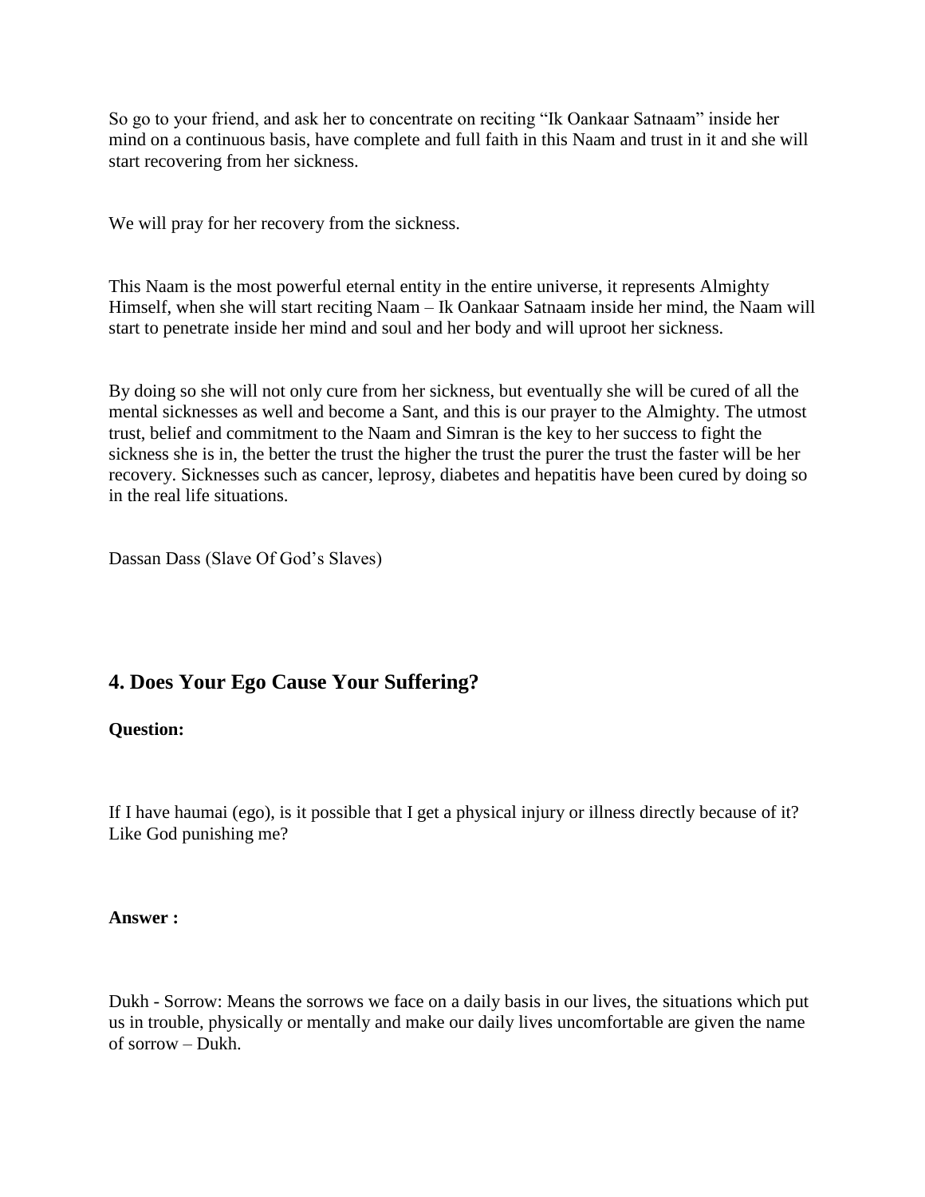So go to your friend, and ask her to concentrate on reciting "Ik Oankaar Satnaam" inside her mind on a continuous basis, have complete and full faith in this Naam and trust in it and she will start recovering from her sickness.

We will pray for her recovery from the sickness.

This Naam is the most powerful eternal entity in the entire universe, it represents Almighty Himself, when she will start reciting Naam – Ik Oankaar Satnaam inside her mind, the Naam will start to penetrate inside her mind and soul and her body and will uproot her sickness.

By doing so she will not only cure from her sickness, but eventually she will be cured of all the mental sicknesses as well and become a Sant, and this is our prayer to the Almighty. The utmost trust, belief and commitment to the Naam and Simran is the key to her success to fight the sickness she is in, the better the trust the higher the trust the purer the trust the faster will be her recovery. Sicknesses such as cancer, leprosy, diabetes and hepatitis have been cured by doing so in the real life situations.

Dassan Dass (Slave Of God's Slaves)

## 4. Does Your Ego Cause Your Suffering?

**Question:**

If I have haumai (ego), is it possible that I get a physical injury or illness directly because of it? Like God punishing me?

**Answer :**

Dukh - Sorrow: Means the sorrows we face on a daily basis in our lives, the situations which put us in trouble, physically or mentally and make our daily lives uncomfortable are given the name of sorrow – Dukh.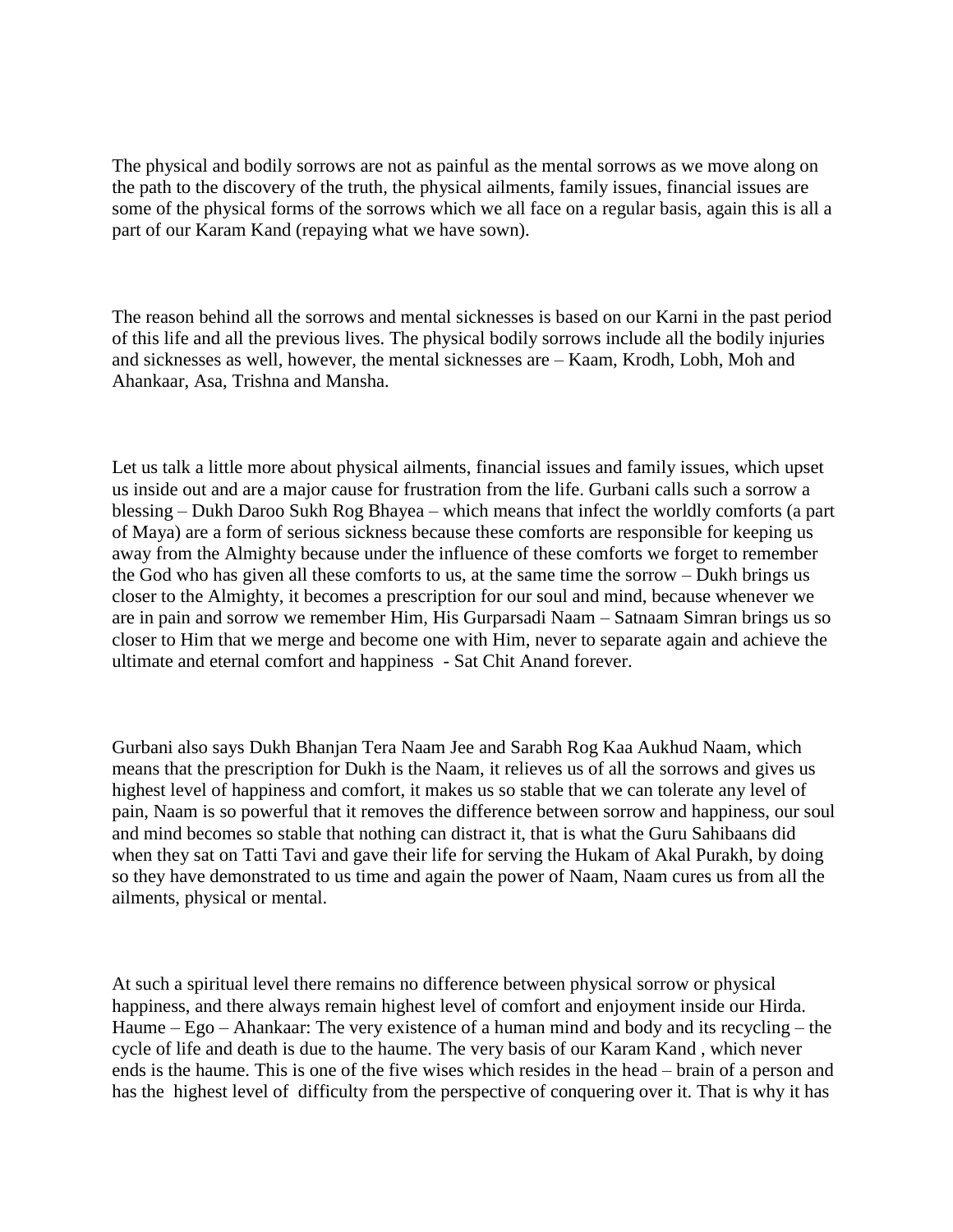The physical and bodily sorrows are not as painful as the mental sorrows as we move along on the path to the discovery of the truth, the physical ailments, family issues, financial issues are some of the physical forms of the sorrows which we all face on a regular basis, again this is all a part of our Karam Kand (repaying what we have sown).

The reason behind all the sorrows and mental sicknesses is based on our Karni in the past period of this life and all the previous lives. The physical bodily sorrows include all the bodily injuries and sicknesses as well, however, the mental sicknesses are – Kaam, Krodh, Lobh, Moh and Ahankaar, Asa, Trishna and Mansha.

Let us talk a little more about physical ailments, financial issues and family issues, which upset us inside out and are a major cause for frustration from the life. Gurbani calls such a sorrow a blessing – Dukh Daroo Sukh Rog Bhayea – which means that infect the worldly comforts (a part of Maya) are a form of serious sickness because these comforts are responsible for keeping us away from the Almighty because under the influence of these comforts we forget to remember the God who has given all these comforts to us, at the same time the sorrow – Dukh brings us closer to the Almighty, it becomes a prescription for our soul and mind, because whenever we are in pain and sorrow we remember Him, His Gurparsadi Naam – Satnaam Simran brings us so closer to Him that we merge and become one with Him, never to separate again and achieve the ultimate and eternal comfort and happiness - Sat Chit Anand forever.

Gurbani also says Dukh Bhanjan Tera Naam Jee and Sarabh Rog Kaa Aukhud Naam, which means that the prescription for Dukh is the Naam, it relieves us of all the sorrows and gives us highest level of happiness and comfort, it makes us so stable that we can tolerate any level of pain, Naam is so powerful that it removes the difference between sorrow and happiness, our soul and mind becomes so stable that nothing can distract it, that is what the Guru Sahibaans did when they sat on Tatti Tavi and gave their life for serving the Hukam of Akal Purakh, by doing so they have demonstrated to us time and again the power of Naam, Naam cures us from all the ailments, physical or mental.

At such a spiritual level there remains no difference between physical sorrow or physical happiness, and there always remain highest level of comfort and enjoyment inside our Hirda. Haume – Ego – Ahankaar: The very existence of a human mind and body and its recycling – the cycle of life and death is due to the haume. The very basis of our Karam Kand , which never ends is the haume. This is one of the five wises which resides in the head – brain of a person and has the highest level of difficulty from the perspective of conquering over it. That is why it has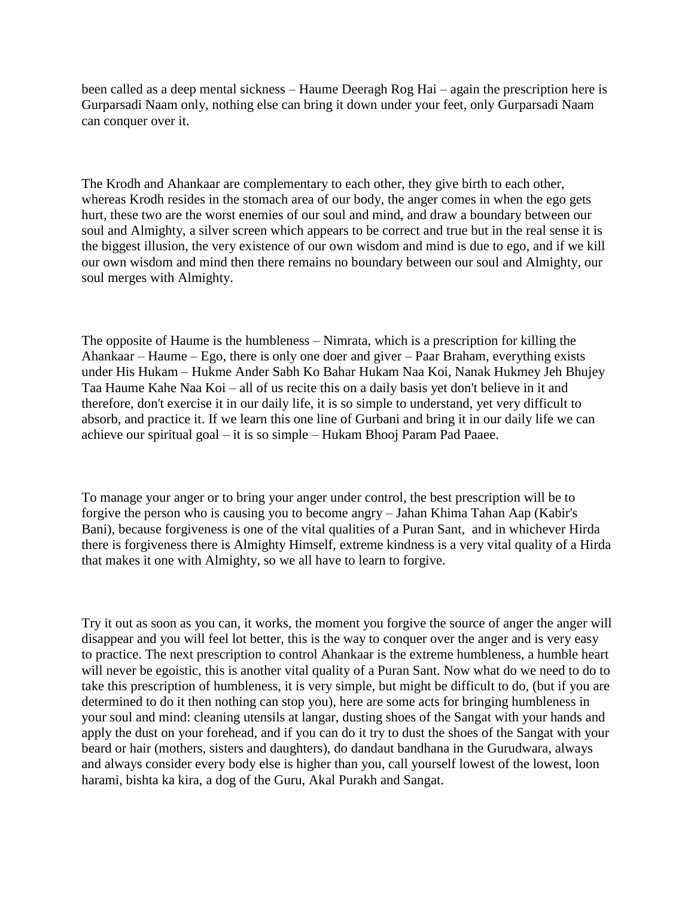been called as a deep mental sickness – Haume Deeragh Rog Hai – again the prescription here is Gurparsadi Naam only, nothing else can bring it down under your feet, only Gurparsadi Naam can conquer over it.

The Krodh and Ahankaar are complementary to each other, they give birth to each other, whereas Krodh resides in the stomach area of our body, the anger comes in when the ego gets hurt, these two are the worst enemies of our soul and mind, and draw a boundary between our soul and Almighty, a silver screen which appears to be correct and true but in the real sense it is the biggest illusion, the very existence of our own wisdom and mind is due to ego, and if we kill our own wisdom and mind then there remains no boundary between our soul and Almighty, our soul merges with Almighty.

The opposite of Haume is the humbleness – Nimrata, which is a prescription for killing the Ahankaar – Haume – Ego, there is only one doer and giver – Paar Braham, everything exists under His Hukam – Hukme Ander Sabh Ko Bahar Hukam Naa Koi, Nanak Hukmey Jeh Bhujey Taa Haume Kahe Naa Koi – all of us recite this on a daily basis yet don't believe in it and therefore, don't exercise it in our daily life, it is so simple to understand, yet very difficult to absorb, and practice it. If we learn this one line of Gurbani and bring it in our daily life we can achieve our spiritual goal – it is so simple – Hukam Bhooj Param Pad Paaee.

To manage your anger or to bring your anger under control, the best prescription will be to forgive the person who is causing you to become angry – Jahan Khima Tahan Aap (Kabir's Bani), because forgiveness is one of the vital qualities of a Puran Sant, and in whichever Hirda there is forgiveness there is Almighty Himself, extreme kindness is a very vital quality of a Hirda that makes it one with Almighty, so we all have to learn to forgive.

Try it out as soon as you can, it works, the moment you forgive the source of anger the anger will disappear and you will feel lot better, this is the way to conquer over the anger and is very easy to practice. The next prescription to control Ahankaar is the extreme humbleness, a humble heart will never be egoistic, this is another vital quality of a Puran Sant. Now what do we need to do to take this prescription of humbleness, it is very simple, but might be difficult to do, (but if you are determined to do it then nothing can stop you), here are some acts for bringing humbleness in your soul and mind: cleaning utensils at langar, dusting shoes of the Sangat with your hands and apply the dust on your forehead, and if you can do it try to dust the shoes of the Sangat with your beard or hair (mothers, sisters and daughters), do dandaut bandhana in the Gurudwara, always and always consider every body else is higher than you, call yourself lowest of the lowest, loon harami, bishta ka kira, a dog of the Guru, Akal Purakh and Sangat.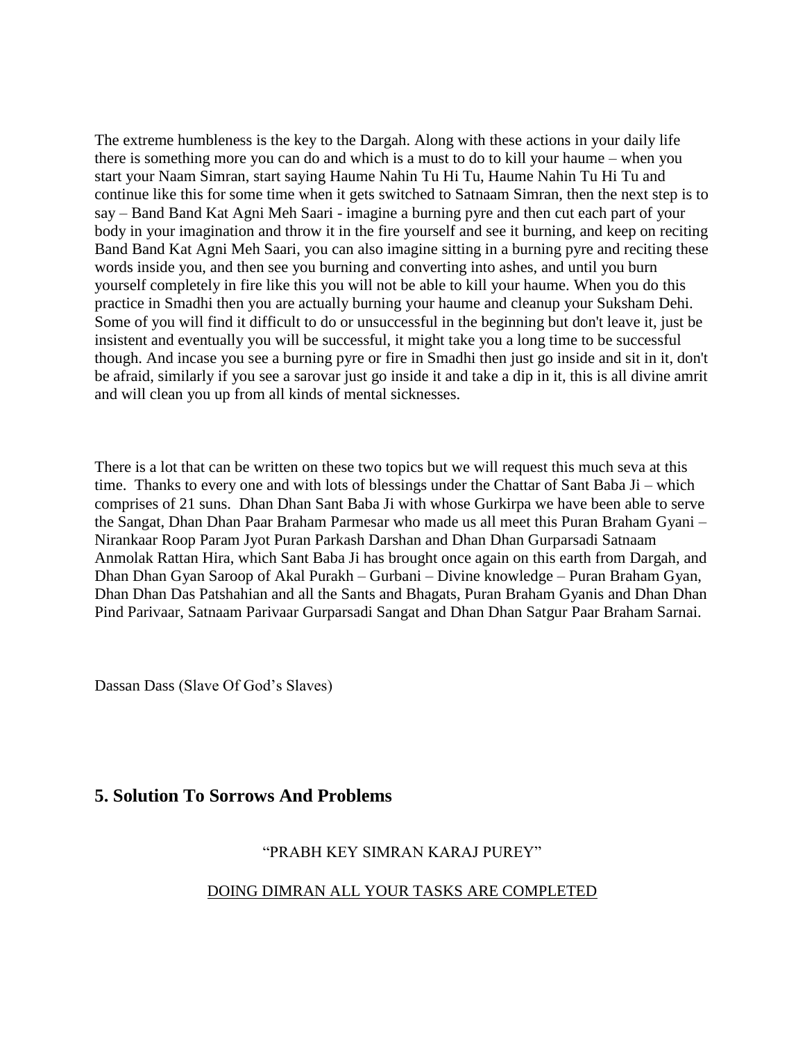The extreme humbleness is the key to the Dargah. Along with these actions in your daily life there is something more you can do and which is a must to do to kill your haume – when you start your Naam Simran, start saying Haume Nahin Tu Hi Tu, Haume Nahin Tu Hi Tu and continue like this for some time when it gets switched to Satnaam Simran, then the next step is to say – Band Band Kat Agni Meh Saari - imagine a burning pyre and then cut each part of your body in your imagination and throw it in the fire yourself and see it burning, and keep on reciting Band Band Kat Agni Meh Saari, you can also imagine sitting in a burning pyre and reciting these words inside you, and then see you burning and converting into ashes, and until you burn yourself completely in fire like this you will not be able to kill your haume. When you do this practice in Smadhi then you are actually burning your haume and cleanup your Suksham Dehi. Some of you will find it difficult to do or unsuccessful in the beginning but don't leave it, just be insistent and eventually you will be successful, it might take you a long time to be successful though. And incase you see a burning pyre or fire in Smadhi then just go inside and sit in it, don't be afraid, similarly if you see a sarovar just go inside it and take a dip in it, this is all divine amrit and will clean you up from all kinds of mental sicknesses.

There is a lot that can be written on these two topics but we will request this much seva at this time. Thanks to every one and with lots of blessings under the Chattar of Sant Baba Ji – which comprises of 21 suns. Dhan Dhan Sant Baba Ji with whose Gurkirpa we have been able to serve the Sangat, Dhan Dhan Paar Braham Parmesar who made us all meet this Puran Braham Gyani – Nirankaar Roop Param Jyot Puran Parkash Darshan and Dhan Dhan Gurparsadi Satnaam Anmolak Rattan Hira, which Sant Baba Ji has brought once again on this earth from Dargah, and Dhan Dhan Gyan Saroop of Akal Purakh – Gurbani – Divine knowledge – Puran Braham Gyan, Dhan Dhan Das Patshahian and all the Sants and Bhagats, Puran Braham Gyanis and Dhan Dhan Pind Parivaar, Satnaam Parivaar Gurparsadi Sangat and Dhan Dhan Satgur Paar Braham Sarnai.

Dassan Dass (Slave Of God's Slaves)

## 5. Solution To Sorrows And Problems

"PRABH KEY SIMRAN KARAJ PUREY"

<u>DOING DIMRAN ALL YOUR TASKS ARE COMPLETED</u>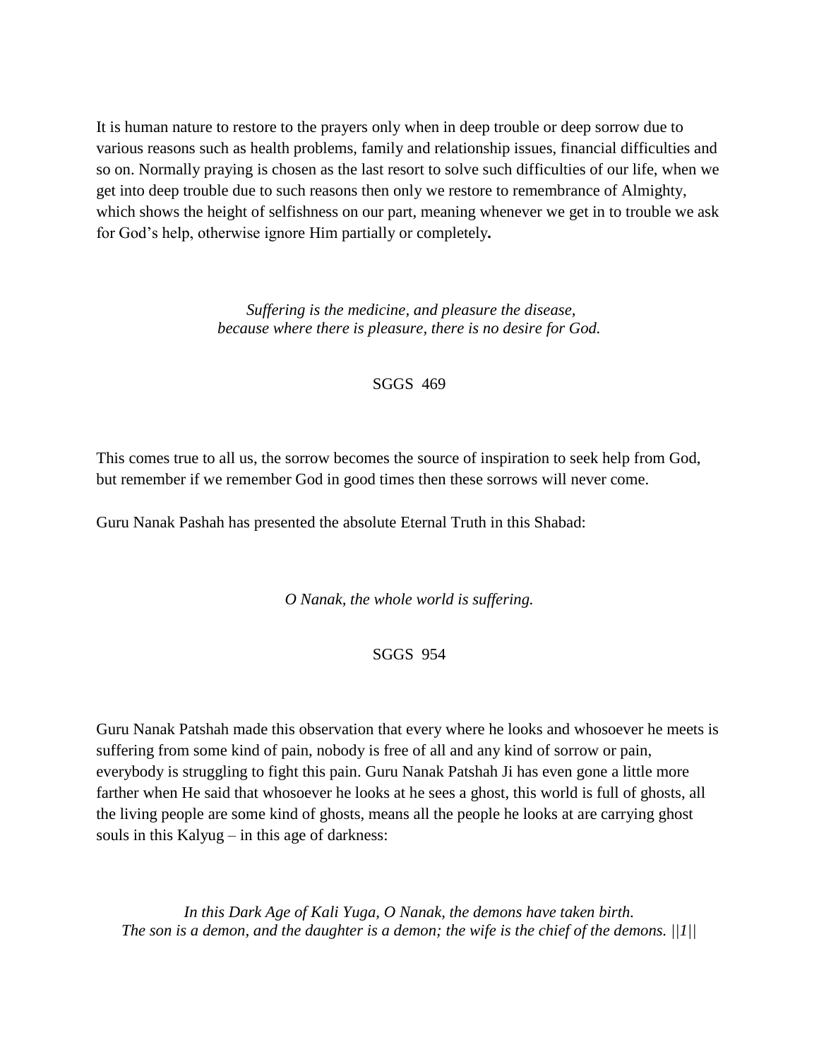It is human nature to restore to the prayers only when in deep trouble or deep sorrow due to various reasons such as health problems, family and relationship issues, financial difficulties and so on. Normally praying is chosen as the last resort to solve such difficulties of our life, when we get into deep trouble due to such reasons then only we restore to remembrance of Almighty, which shows the height of selfishness on our part, meaning whenever we get in to trouble we ask for God's help, otherwise ignore Him partially or completely**.**

*Suffering is the medicine, and pleasure the disease,*
*because where there is pleasure, there is no desire for God.*

SGGS 469

This comes true to all us, the sorrow becomes the source of inspiration to seek help from God, but remember if we remember God in good times then these sorrows will never come.

Guru Nanak Pashah has presented the absolute Eternal Truth in this Shabad:

*O Nanak, the whole world is suffering.*

SGGS 954

Guru Nanak Patshah made this observation that every where he looks and whosoever he meets is suffering from some kind of pain, nobody is free of all and any kind of sorrow or pain, everybody is struggling to fight this pain. Guru Nanak Patshah Ji has even gone a little more farther when He said that whosoever he looks at he sees a ghost, this world is full of ghosts, all the living people are some kind of ghosts, means all the people he looks at are carrying ghost souls in this Kalyug – in this age of darkness:

*In this Dark Age of Kali Yuga, O Nanak, the demons have taken birth.*
*The son is a demon, and the daughter is a demon; the wife is the chief of the demons. ||1||*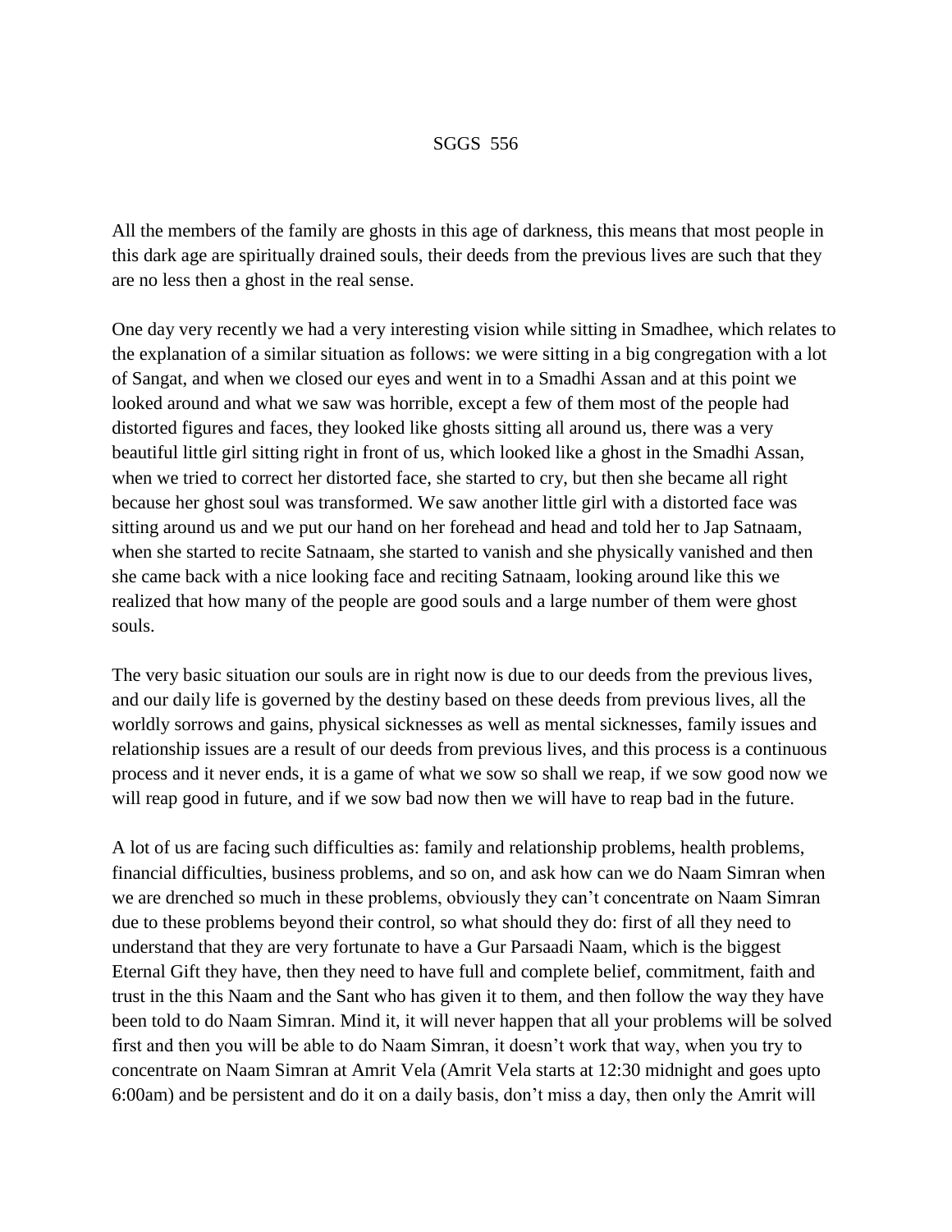SGGS 556

All the members of the family are ghosts in this age of darkness, this means that most people in this dark age are spiritually drained souls, their deeds from the previous lives are such that they are no less then a ghost in the real sense.

One day very recently we had a very interesting vision while sitting in Smadhee, which relates to the explanation of a similar situation as follows: we were sitting in a big congregation with a lot of Sangat, and when we closed our eyes and went in to a Smadhi Assan and at this point we looked around and what we saw was horrible, except a few of them most of the people had distorted figures and faces, they looked like ghosts sitting all around us, there was a very beautiful little girl sitting right in front of us, which looked like a ghost in the Smadhi Assan, when we tried to correct her distorted face, she started to cry, but then she became all right because her ghost soul was transformed. We saw another little girl with a distorted face was sitting around us and we put our hand on her forehead and head and told her to Jap Satnaam, when she started to recite Satnaam, she started to vanish and she physically vanished and then she came back with a nice looking face and reciting Satnaam, looking around like this we realized that how many of the people are good souls and a large number of them were ghost souls.

The very basic situation our souls are in right now is due to our deeds from the previous lives, and our daily life is governed by the destiny based on these deeds from previous lives, all the worldly sorrows and gains, physical sicknesses as well as mental sicknesses, family issues and relationship issues are a result of our deeds from previous lives, and this process is a continuous process and it never ends, it is a game of what we sow so shall we reap, if we sow good now we will reap good in future, and if we sow bad now then we will have to reap bad in the future.

A lot of us are facing such difficulties as: family and relationship problems, health problems, financial difficulties, business problems, and so on, and ask how can we do Naam Simran when we are drenched so much in these problems, obviously they can't concentrate on Naam Simran due to these problems beyond their control, so what should they do: first of all they need to understand that they are very fortunate to have a Gur Parsaadi Naam, which is the biggest Eternal Gift they have, then they need to have full and complete belief, commitment, faith and trust in the this Naam and the Sant who has given it to them, and then follow the way they have been told to do Naam Simran. Mind it, it will never happen that all your problems will be solved first and then you will be able to do Naam Simran, it doesn't work that way, when you try to concentrate on Naam Simran at Amrit Vela (Amrit Vela starts at 12:30 midnight and goes upto 6:00am) and be persistent and do it on a daily basis, don't miss a day, then only the Amrit will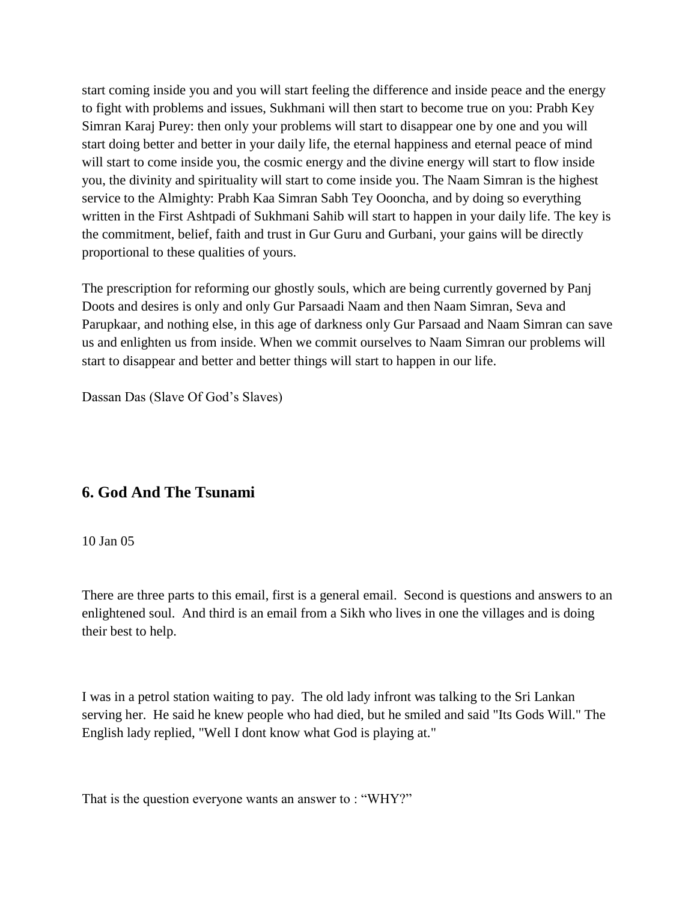start coming inside you and you will start feeling the difference and inside peace and the energy to fight with problems and issues, Sukhmani will then start to become true on you: Prabh Key Simran Karaj Purey: then only your problems will start to disappear one by one and you will start doing better and better in your daily life, the eternal happiness and eternal peace of mind will start to come inside you, the cosmic energy and the divine energy will start to flow inside you, the divinity and spirituality will start to come inside you. The Naam Simran is the highest service to the Almighty: Prabh Kaa Simran Sabh Tey Oooncha, and by doing so everything written in the First Ashtpadi of Sukhmani Sahib will start to happen in your daily life. The key is the commitment, belief, faith and trust in Gur Guru and Gurbani, your gains will be directly proportional to these qualities of yours.

The prescription for reforming our ghostly souls, which are being currently governed by Panj Doots and desires is only and only Gur Parsaadi Naam and then Naam Simran, Seva and Parupkaar, and nothing else, in this age of darkness only Gur Parsaad and Naam Simran can save us and enlighten us from inside. When we commit ourselves to Naam Simran our problems will start to disappear and better and better things will start to happen in our life.

Dassan Das (Slave Of God's Slaves)

## 6. God And The Tsunami

10 Jan 05

There are three parts to this email, first is a general email. Second is questions and answers to an enlightened soul. And third is an email from a Sikh who lives in one the villages and is doing their best to help.

I was in a petrol station waiting to pay. The old lady infront was talking to the Sri Lankan serving her. He said he knew people who had died, but he smiled and said "Its Gods Will." The English lady replied, "Well I dont know what God is playing at."

That is the question everyone wants an answer to : "WHY?"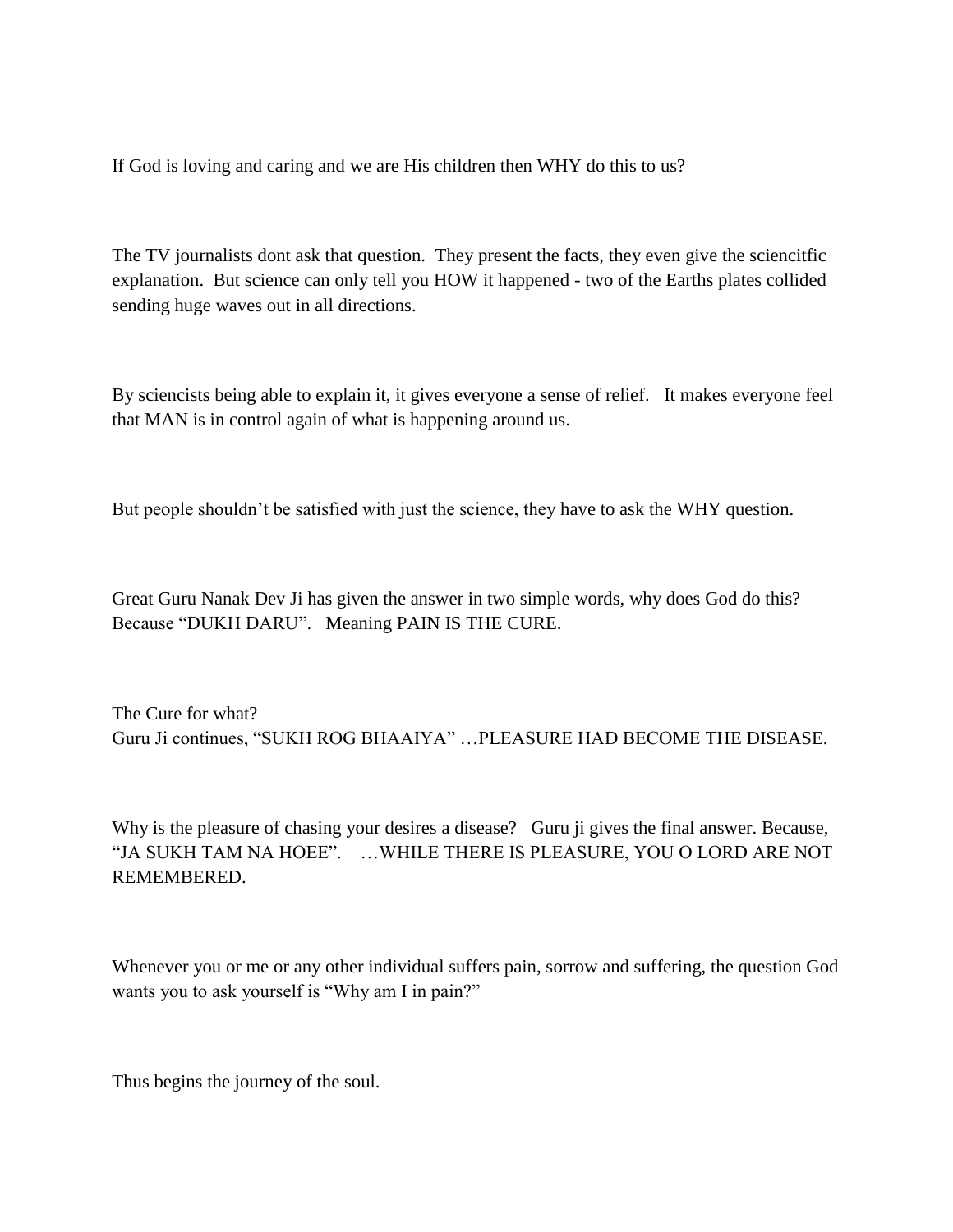If God is loving and caring and we are His children then WHY do this to us?

The TV journalists dont ask that question. They present the facts, they even give the sciencitfic explanation. But science can only tell you HOW it happened - two of the Earths plates collided sending huge waves out in all directions.

By sciencists being able to explain it, it gives everyone a sense of relief. It makes everyone feel that MAN is in control again of what is happening around us.

But people shouldn't be satisfied with just the science, they have to ask the WHY question.

Great Guru Nanak Dev Ji has given the answer in two simple words, why does God do this? Because "DUKH DARU". Meaning PAIN IS THE CURE.

The Cure for what?
Guru Ji continues, "SUKH ROG BHAAIYA" …PLEASURE HAD BECOME THE DISEASE.

Why is the pleasure of chasing your desires a disease? Guru ji gives the final answer. Because, "JA SUKH TAM NA HOEE". …WHILE THERE IS PLEASURE, YOU O LORD ARE NOT REMEMBERED.

Whenever you or me or any other individual suffers pain, sorrow and suffering, the question God wants you to ask yourself is "Why am I in pain?"

Thus begins the journey of the soul.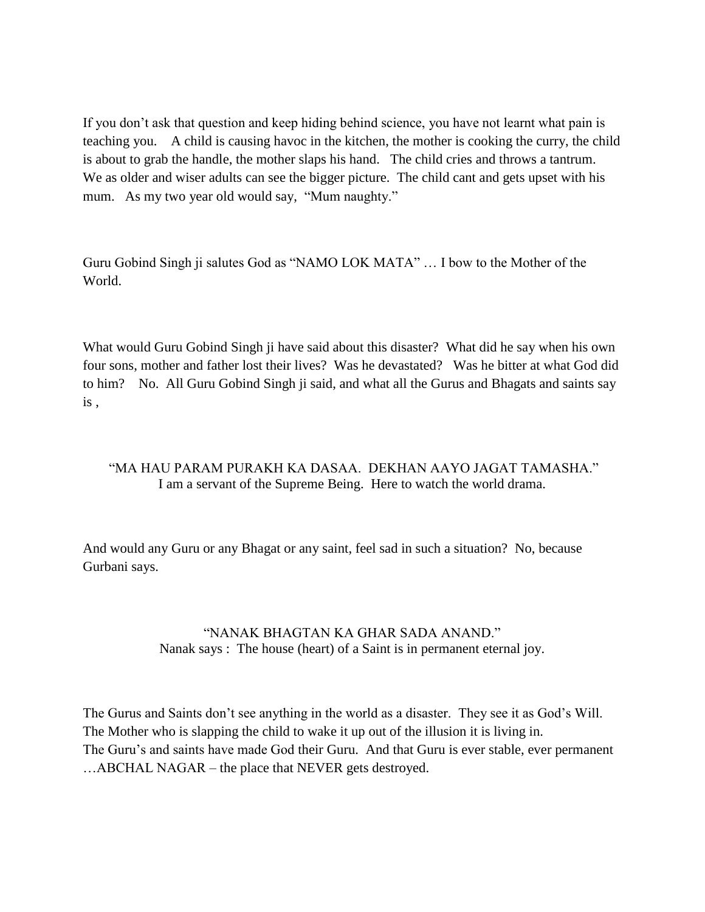If you don't ask that question and keep hiding behind science, you have not learnt what pain is teaching you. A child is causing havoc in the kitchen, the mother is cooking the curry, the child is about to grab the handle, the mother slaps his hand. The child cries and throws a tantrum. We as older and wiser adults can see the bigger picture. The child cant and gets upset with his mum. As my two year old would say, "Mum naughty."

Guru Gobind Singh ji salutes God as "NAMO LOK MATA" … I bow to the Mother of the World.

What would Guru Gobind Singh ji have said about this disaster? What did he say when his own four sons, mother and father lost their lives? Was he devastated? Was he bitter at what God did to him? No. All Guru Gobind Singh ji said, and what all the Gurus and Bhagats and saints say is ,

"MA HAU PARAM PURAKH KA DASAA. DEKHAN AAYO JAGAT TAMASHA."
I am a servant of the Supreme Being. Here to watch the world drama.

And would any Guru or any Bhagat or any saint, feel sad in such a situation? No, because Gurbani says.

"NANAK BHAGTAN KA GHAR SADA ANAND."
Nanak says : The house (heart) of a Saint is in permanent eternal joy.

The Gurus and Saints don't see anything in the world as a disaster. They see it as God's Will. The Mother who is slapping the child to wake it up out of the illusion it is living in.
The Guru's and saints have made God their Guru. And that Guru is ever stable, ever permanent …ABCHAL NAGAR – the place that NEVER gets destroyed.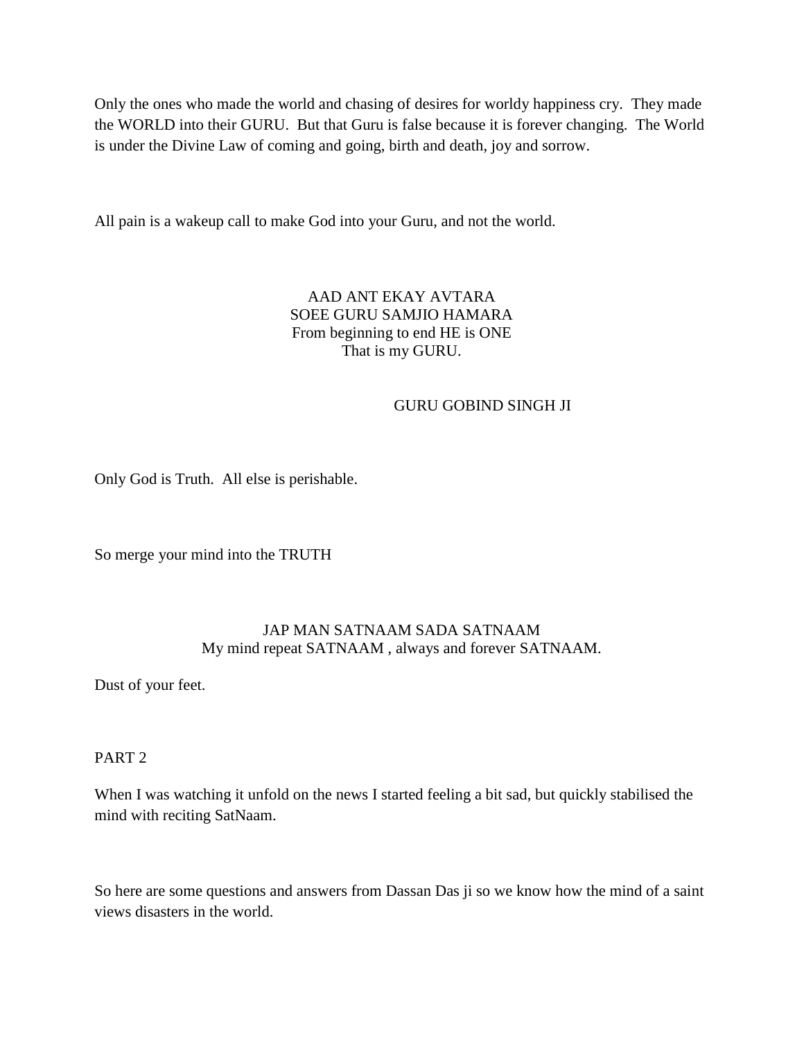Only the ones who made the world and chasing of desires for worldy happiness cry. They made the WORLD into their GURU. But that Guru is false because it is forever changing. The World is under the Divine Law of coming and going, birth and death, joy and sorrow.

All pain is a wakeup call to make God into your Guru, and not the world.

AAD ANT EKAY AVTARA
SOEE GURU SAMJIO HAMARA
From beginning to end HE is ONE
That is my GURU.

GURU GOBIND SINGH JI

Only God is Truth. All else is perishable.

So merge your mind into the TRUTH

JAP MAN SATNAAM SADA SATNAAM
My mind repeat SATNAAM , always and forever SATNAAM.

Dust of your feet.

PART 2

When I was watching it unfold on the news I started feeling a bit sad, but quickly stabilised the mind with reciting SatNaam.

So here are some questions and answers from Dassan Das ji so we know how the mind of a saint views disasters in the world.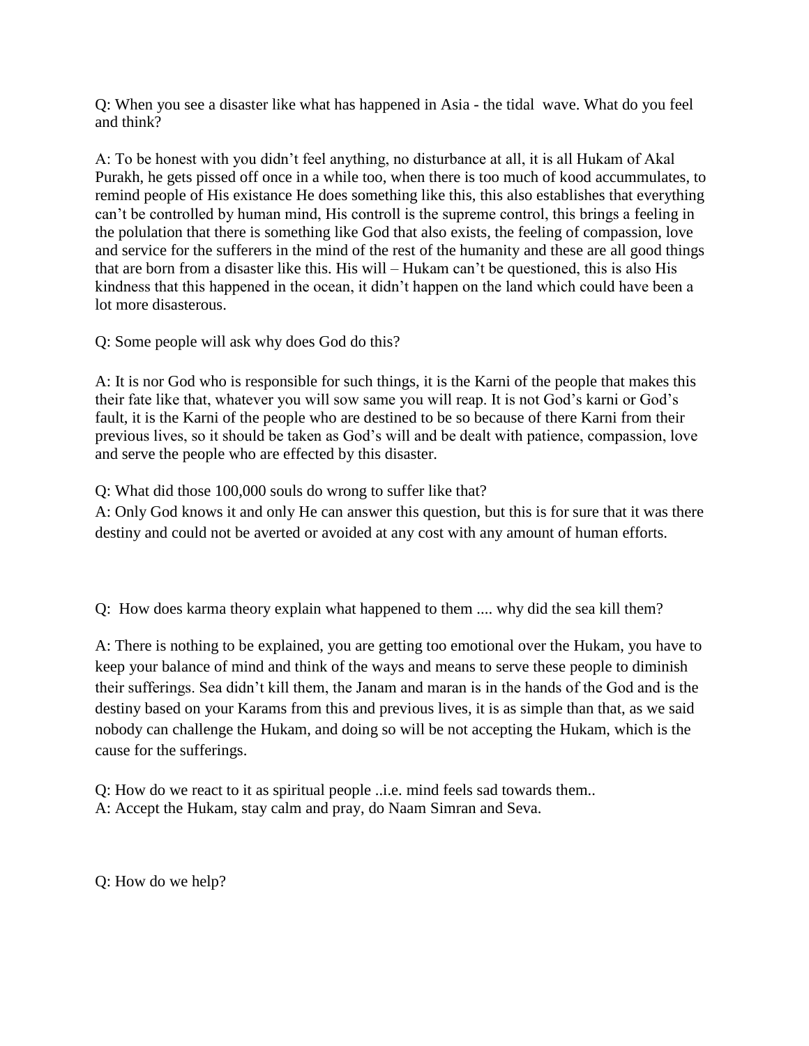Q: When you see a disaster like what has happened in Asia - the tidal  wave. What do you feel and think?

A: To be honest with you didn't feel anything, no disturbance at all, it is all Hukam of Akal Purakh, he gets pissed off once in a while too, when there is too much of kood accummulates, to remind people of His existance He does something like this, this also establishes that everything can't be controlled by human mind, His controll is the supreme control, this brings a feeling in the polulation that there is something like God that also exists, the feeling of compassion, love and service for the sufferers in the mind of the rest of the humanity and these are all good things that are born from a disaster like this. His will – Hukam can't be questioned, this is also His kindness that this happened in the ocean, it didn't happen on the land which could have been a lot more disasterous.

Q: Some people will ask why does God do this?

A: It is nor God who is responsible for such things, it is the Karni of the people that makes this their fate like that, whatever you will sow same you will reap. It is not God's karni or God's fault, it is the Karni of the people who are destined to be so because of there Karni from their previous lives, so it should be taken as God's will and be dealt with patience, compassion, love and serve the people who are effected by this disaster.

Q: What did those 100,000 souls do wrong to suffer like that?

A: Only God knows it and only He can answer this question, but this is for sure that it was there destiny and could not be averted or avoided at any cost with any amount of human efforts.

Q:  How does karma theory explain what happened to them .... why did the sea kill them?

A: There is nothing to be explained, you are getting too emotional over the Hukam, you have to keep your balance of mind and think of the ways and means to serve these people to diminish their sufferings. Sea didn't kill them, the Janam and maran is in the hands of the God and is the destiny based on your Karams from this and previous lives, it is as simple than that, as we said nobody can challenge the Hukam, and doing so will be not accepting the Hukam, which is the cause for the sufferings.

Q: How do we react to it as spiritual people ..i.e. mind feels sad towards them..

A: Accept the Hukam, stay calm and pray, do Naam Simran and Seva.

Q: How do we help?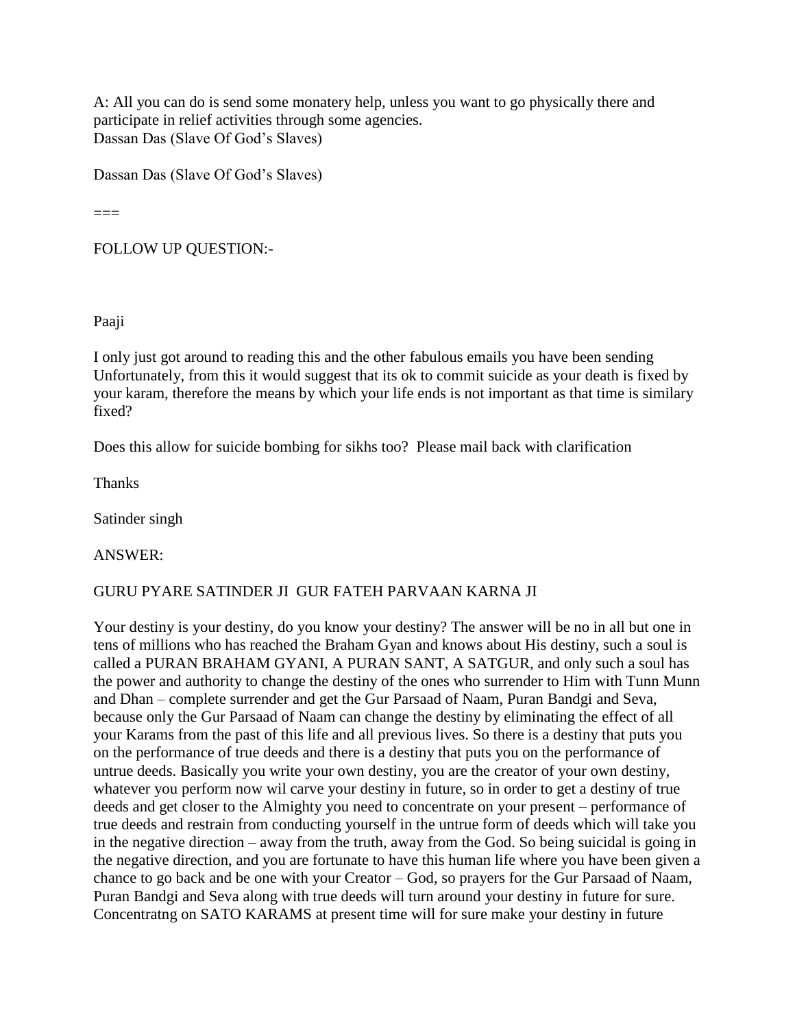A: All you can do is send some monatery help, unless you want to go physically there and participate in relief activities through some agencies.
Dassan Das (Slave Of God's Slaves)

Dassan Das (Slave Of God's Slaves)

===

FOLLOW UP QUESTION:-

Paaji

I only just got around to reading this and the other fabulous emails you have been sending Unfortunately, from this it would suggest that its ok to commit suicide as your death is fixed by your karam, therefore the means by which your life ends is not important as that time is similary fixed?

Does this allow for suicide bombing for sikhs too? Please mail back with clarification

Thanks

Satinder singh

ANSWER:

GURU PYARE SATINDER JI GUR FATEH PARVAAN KARNA JI

Your destiny is your destiny, do you know your destiny? The answer will be no in all but one in tens of millions who has reached the Braham Gyan and knows about His destiny, such a soul is called a PURAN BRAHAM GYANI, A PURAN SANT, A SATGUR, and only such a soul has the power and authority to change the destiny of the ones who surrender to Him with Tunn Munn and Dhan – complete surrender and get the Gur Parsaad of Naam, Puran Bandgi and Seva, because only the Gur Parsaad of Naam can change the destiny by eliminating the effect of all your Karams from the past of this life and all previous lives. So there is a destiny that puts you on the performance of true deeds and there is a destiny that puts you on the performance of untrue deeds. Basically you write your own destiny, you are the creator of your own destiny, whatever you perform now wil carve your destiny in future, so in order to get a destiny of true deeds and get closer to the Almighty you need to concentrate on your present – performance of true deeds and restrain from conducting yourself in the untrue form of deeds which will take you in the negative direction – away from the truth, away from the God. So being suicidal is going in the negative direction, and you are fortunate to have this human life where you have been given a chance to go back and be one with your Creator – God, so prayers for the Gur Parsaad of Naam, Puran Bandgi and Seva along with true deeds will turn around your destiny in future for sure. Concentratng on SATO KARAMS at present time will for sure make your destiny in future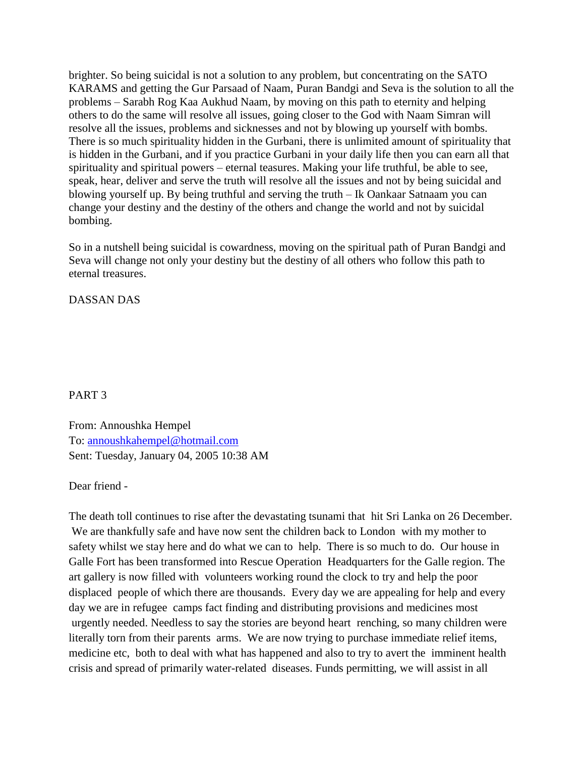brighter. So being suicidal is not a solution to any problem, but concentrating on the SATO KARAMS and getting the Gur Parsaad of Naam, Puran Bandgi and Seva is the solution to all the problems – Sarabh Rog Kaa Aukhud Naam, by moving on this path to eternity and helping others to do the same will resolve all issues, going closer to the God with Naam Simran will resolve all the issues, problems and sicknesses and not by blowing up yourself with bombs. There is so much spirituality hidden in the Gurbani, there is unlimited amount of spirituality that is hidden in the Gurbani, and if you practice Gurbani in your daily life then you can earn all that spirituality and spiritual powers – eternal teasures. Making your life truthful, be able to see, speak, hear, deliver and serve the truth will resolve all the issues and not by being suicidal and blowing yourself up. By being truthful and serving the truth – Ik Oankaar Satnaam you can change your destiny and the destiny of the others and change the world and not by suicidal bombing.

So in a nutshell being suicidal is cowardness, moving on the spiritual path of Puran Bandgi and Seva will change not only your destiny but the destiny of all others who follow this path to eternal treasures.

DASSAN DAS

PART 3

From: Annoushka Hempel
To: annoushkahempel@hotmail.com
Sent: Tuesday, January 04, 2005 10:38 AM

Dear friend -

The death toll continues to rise after the devastating tsunami that hit Sri Lanka on 26 December. We are thankfully safe and have now sent the children back to London with my mother to safety whilst we stay here and do what we can to help. There is so much to do. Our house in Galle Fort has been transformed into Rescue Operation Headquarters for the Galle region. The art gallery is now filled with volunteers working round the clock to try and help the poor displaced people of which there are thousands. Every day we are appealing for help and every day we are in refugee camps fact finding and distributing provisions and medicines most urgently needed. Needless to say the stories are beyond heart renching, so many children were literally torn from their parents arms. We are now trying to purchase immediate relief items, medicine etc, both to deal with what has happened and also to try to avert the imminent health crisis and spread of primarily water-related diseases. Funds permitting, we will assist in all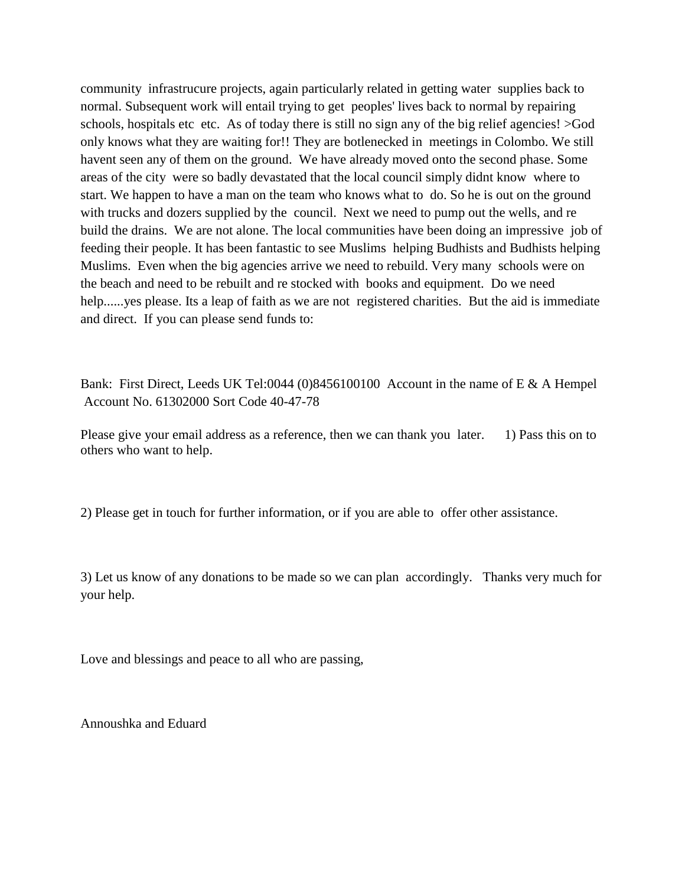community infrastrucure projects, again particularly related in getting water supplies back to normal. Subsequent work will entail trying to get peoples' lives back to normal by repairing schools, hospitals etc etc. As of today there is still no sign any of the big relief agencies! >God only knows what they are waiting for!! They are botlenecked in meetings in Colombo. We still havent seen any of them on the ground. We have already moved onto the second phase. Some areas of the city were so badly devastated that the local council simply didnt know where to start. We happen to have a man on the team who knows what to do. So he is out on the ground with trucks and dozers supplied by the council. Next we need to pump out the wells, and re build the drains. We are not alone. The local communities have been doing an impressive job of feeding their people. It has been fantastic to see Muslims helping Budhists and Budhists helping Muslims. Even when the big agencies arrive we need to rebuild. Very many schools were on the beach and need to be rebuilt and re stocked with books and equipment. Do we need help......yes please. Its a leap of faith as we are not registered charities. But the aid is immediate and direct. If you can please send funds to:

Bank: First Direct, Leeds UK Tel:0044 (0)8456100100 Account in the name of E & A Hempel Account No. 61302000 Sort Code 40-47-78

Please give your email address as a reference, then we can thank you later. 1) Pass this on to others who want to help.

2) Please get in touch for further information, or if you are able to offer other assistance.

3) Let us know of any donations to be made so we can plan accordingly. Thanks very much for your help.

Love and blessings and peace to all who are passing,

Annoushka and Eduard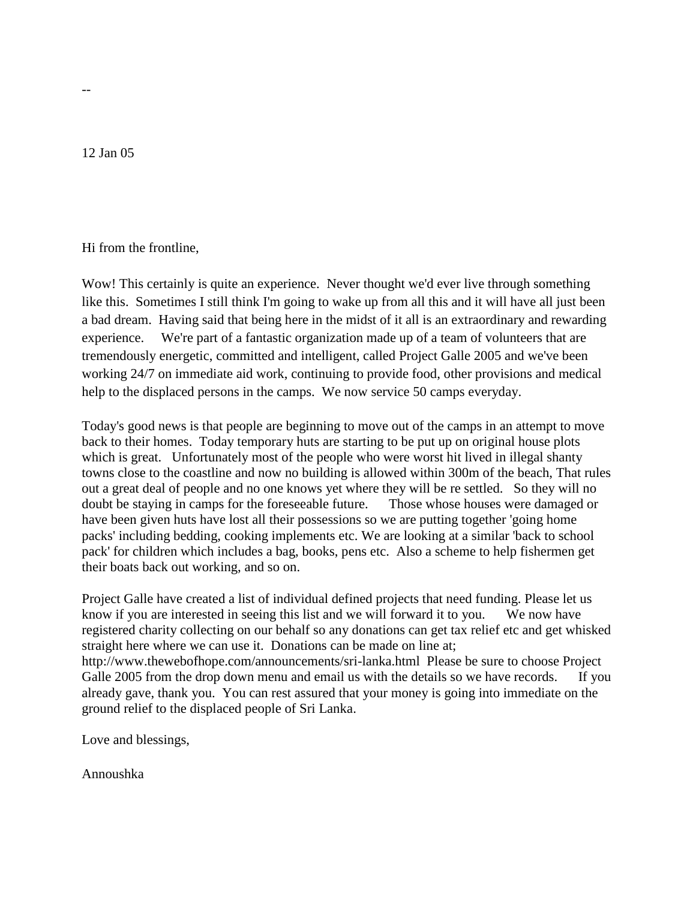--

12 Jan 05

Hi from the frontline,

Wow! This certainly is quite an experience. Never thought we'd ever live through something like this. Sometimes I still think I'm going to wake up from all this and it will have all just been a bad dream. Having said that being here in the midst of it all is an extraordinary and rewarding experience. We're part of a fantastic organization made up of a team of volunteers that are tremendously energetic, committed and intelligent, called Project Galle 2005 and we've been working 24/7 on immediate aid work, continuing to provide food, other provisions and medical help to the displaced persons in the camps. We now service 50 camps everyday.

Today's good news is that people are beginning to move out of the camps in an attempt to move back to their homes. Today temporary huts are starting to be put up on original house plots which is great. Unfortunately most of the people who were worst hit lived in illegal shanty towns close to the coastline and now no building is allowed within 300m of the beach, That rules out a great deal of people and no one knows yet where they will be re settled. So they will no doubt be staying in camps for the foreseeable future. Those whose houses were damaged or have been given huts have lost all their possessions so we are putting together 'going home packs' including bedding, cooking implements etc. We are looking at a similar 'back to school pack' for children which includes a bag, books, pens etc. Also a scheme to help fishermen get their boats back out working, and so on.

Project Galle have created a list of individual defined projects that need funding. Please let us know if you are interested in seeing this list and we will forward it to you. We now have registered charity collecting on our behalf so any donations can get tax relief etc and get whisked straight here where we can use it. Donations can be made on line at; http://www.thewebofhope.com/announcements/sri-lanka.html Please be sure to choose Project Galle 2005 from the drop down menu and email us with the details so we have records. If you already gave, thank you. You can rest assured that your money is going into immediate on the ground relief to the displaced people of Sri Lanka.

Love and blessings,

Announshka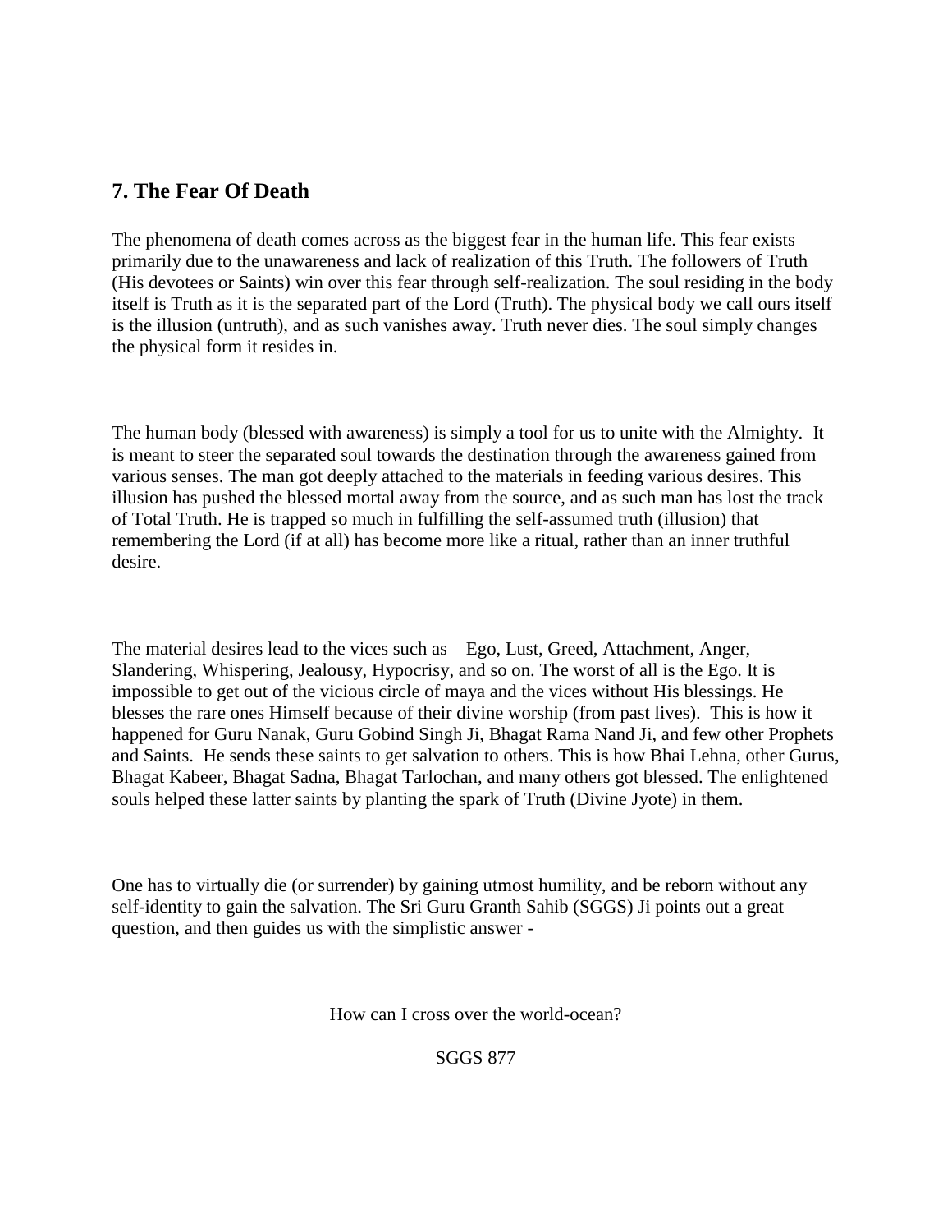## 7. The Fear Of Death

The phenomena of death comes across as the biggest fear in the human life. This fear exists primarily due to the unawareness and lack of realization of this Truth. The followers of Truth (His devotees or Saints) win over this fear through self-realization. The soul residing in the body itself is Truth as it is the separated part of the Lord (Truth). The physical body we call ours itself is the illusion (untruth), and as such vanishes away. Truth never dies. The soul simply changes the physical form it resides in.

The human body (blessed with awareness) is simply a tool for us to unite with the Almighty. It is meant to steer the separated soul towards the destination through the awareness gained from various senses. The man got deeply attached to the materials in feeding various desires. This illusion has pushed the blessed mortal away from the source, and as such man has lost the track of Total Truth. He is trapped so much in fulfilling the self-assumed truth (illusion) that remembering the Lord (if at all) has become more like a ritual, rather than an inner truthful desire.

The material desires lead to the vices such as – Ego, Lust, Greed, Attachment, Anger, Slandering, Whispering, Jealousy, Hypocrisy, and so on. The worst of all is the Ego. It is impossible to get out of the vicious circle of maya and the vices without His blessings. He blesses the rare ones Himself because of their divine worship (from past lives). This is how it happened for Guru Nanak, Guru Gobind Singh Ji, Bhagat Rama Nand Ji, and few other Prophets and Saints. He sends these saints to get salvation to others. This is how Bhai Lehna, other Gurus, Bhagat Kabeer, Bhagat Sadna, Bhagat Tarlochan, and many others got blessed. The enlightened souls helped these latter saints by planting the spark of Truth (Divine Jyote) in them.

One has to virtually die (or surrender) by gaining utmost humility, and be reborn without any self-identity to gain the salvation. The Sri Guru Granth Sahib (SGGS) Ji points out a great question, and then guides us with the simplistic answer -

How can I cross over the world-ocean?

SGGS 877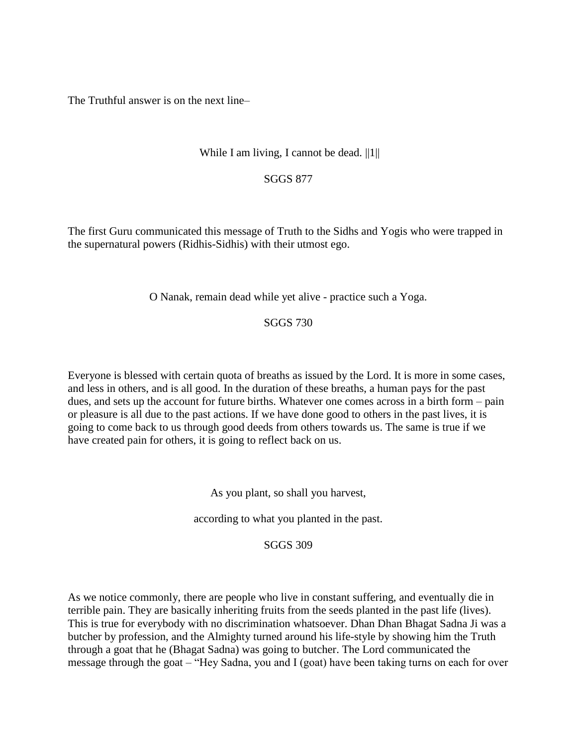The Truthful answer is on the next line–

While I am living, I cannot be dead. ||1||

SGGS 877

The first Guru communicated this message of Truth to the Sidhs and Yogis who were trapped in the supernatural powers (Ridhis-Sidhis) with their utmost ego.

O Nanak, remain dead while yet alive - practice such a Yoga.

SGGS 730

Everyone is blessed with certain quota of breaths as issued by the Lord. It is more in some cases, and less in others, and is all good. In the duration of these breaths, a human pays for the past dues, and sets up the account for future births. Whatever one comes across in a birth form – pain or pleasure is all due to the past actions. If we have done good to others in the past lives, it is going to come back to us through good deeds from others towards us. The same is true if we have created pain for others, it is going to reflect back on us.

As you plant, so shall you harvest,

according to what you planted in the past.

SGGS 309

As we notice commonly, there are people who live in constant suffering, and eventually die in terrible pain. They are basically inheriting fruits from the seeds planted in the past life (lives). This is true for everybody with no discrimination whatsoever. Dhan Dhan Bhagat Sadna Ji was a butcher by profession, and the Almighty turned around his life-style by showing him the Truth through a goat that he (Bhagat Sadna) was going to butcher. The Lord communicated the message through the goat – "Hey Sadna, you and I (goat) have been taking turns on each for over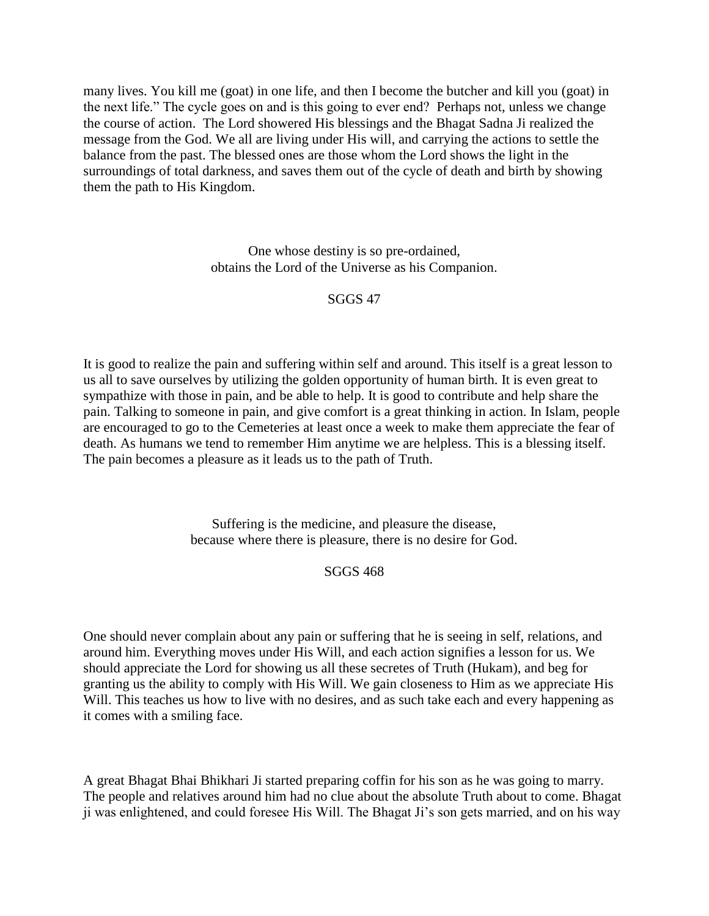many lives. You kill me (goat) in one life, and then I become the butcher and kill you (goat) in the next life." The cycle goes on and is this going to ever end? Perhaps not, unless we change the course of action. The Lord showered His blessings and the Bhagat Sadna Ji realized the message from the God. We all are living under His will, and carrying the actions to settle the balance from the past. The blessed ones are those whom the Lord shows the light in the surroundings of total darkness, and saves them out of the cycle of death and birth by showing them the path to His Kingdom.

> One whose destiny is so pre-ordained,
> obtains the Lord of the Universe as his Companion.
>
> SGGS 47

It is good to realize the pain and suffering within self and around. This itself is a great lesson to us all to save ourselves by utilizing the golden opportunity of human birth. It is even great to sympathize with those in pain, and be able to help. It is good to contribute and help share the pain. Talking to someone in pain, and give comfort is a great thinking in action. In Islam, people are encouraged to go to the Cemeteries at least once a week to make them appreciate the fear of death. As humans we tend to remember Him anytime we are helpless. This is a blessing itself. The pain becomes a pleasure as it leads us to the path of Truth.

> Suffering is the medicine, and pleasure the disease,
> because where there is pleasure, there is no desire for God.
>
> SGGS 468

One should never complain about any pain or suffering that he is seeing in self, relations, and around him. Everything moves under His Will, and each action signifies a lesson for us. We should appreciate the Lord for showing us all these secretes of Truth (Hukam), and beg for granting us the ability to comply with His Will. We gain closeness to Him as we appreciate His Will. This teaches us how to live with no desires, and as such take each and every happening as it comes with a smiling face.

A great Bhagat Bhai Bhikhari Ji started preparing coffin for his son as he was going to marry. The people and relatives around him had no clue about the absolute Truth about to come. Bhagat ji was enlightened, and could foresee His Will. The Bhagat Ji's son gets married, and on his way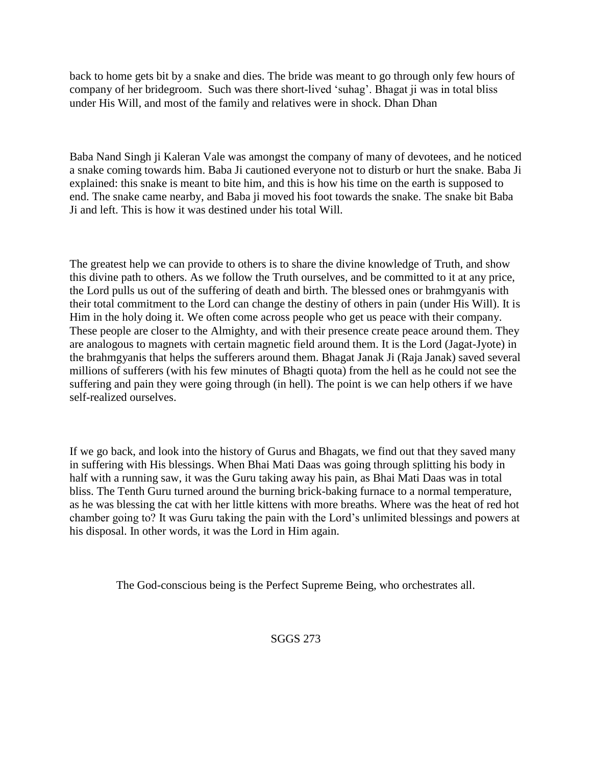back to home gets bit by a snake and dies. The bride was meant to go through only few hours of company of her bridegroom. Such was there short-lived 'suhag'. Bhagat ji was in total bliss under His Will, and most of the family and relatives were in shock. Dhan Dhan

Baba Nand Singh ji Kaleran Vale was amongst the company of many of devotees, and he noticed a snake coming towards him. Baba Ji cautioned everyone not to disturb or hurt the snake. Baba Ji explained: this snake is meant to bite him, and this is how his time on the earth is supposed to end. The snake came nearby, and Baba ji moved his foot towards the snake. The snake bit Baba Ji and left. This is how it was destined under his total Will.

The greatest help we can provide to others is to share the divine knowledge of Truth, and show this divine path to others. As we follow the Truth ourselves, and be committed to it at any price, the Lord pulls us out of the suffering of death and birth. The blessed ones or brahmgyanis with their total commitment to the Lord can change the destiny of others in pain (under His Will). It is Him in the holy doing it. We often come across people who get us peace with their company. These people are closer to the Almighty, and with their presence create peace around them. They are analogous to magnets with certain magnetic field around them. It is the Lord (Jagat-Jyote) in the brahmgyanis that helps the sufferers around them. Bhagat Janak Ji (Raja Janak) saved several millions of sufferers (with his few minutes of Bhagti quota) from the hell as he could not see the suffering and pain they were going through (in hell). The point is we can help others if we have self-realized ourselves.

If we go back, and look into the history of Gurus and Bhagats, we find out that they saved many in suffering with His blessings. When Bhai Mati Daas was going through splitting his body in half with a running saw, it was the Guru taking away his pain, as Bhai Mati Daas was in total bliss. The Tenth Guru turned around the burning brick-baking furnace to a normal temperature, as he was blessing the cat with her little kittens with more breaths. Where was the heat of red hot chamber going to? It was Guru taking the pain with the Lord's unlimited blessings and powers at his disposal. In other words, it was the Lord in Him again.

The God-conscious being is the Perfect Supreme Being, who orchestrates all.

SGGS 273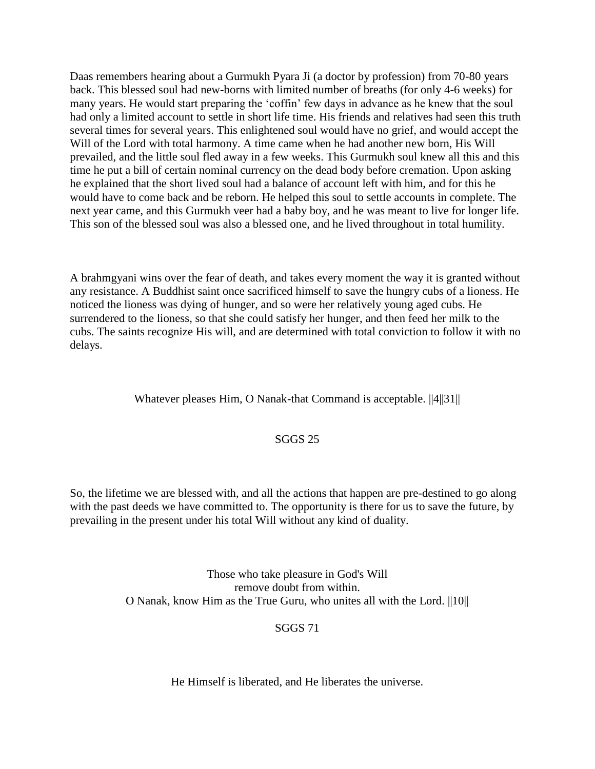Daas remembers hearing about a Gurmukh Pyara Ji (a doctor by profession) from 70-80 years back. This blessed soul had new-borns with limited number of breaths (for only 4-6 weeks) for many years. He would start preparing the 'coffin' few days in advance as he knew that the soul had only a limited account to settle in short life time. His friends and relatives had seen this truth several times for several years. This enlightened soul would have no grief, and would accept the Will of the Lord with total harmony. A time came when he had another new born, His Will prevailed, and the little soul fled away in a few weeks. This Gurmukh soul knew all this and this time he put a bill of certain nominal currency on the dead body before cremation. Upon asking he explained that the short lived soul had a balance of account left with him, and for this he would have to come back and be reborn. He helped this soul to settle accounts in complete. The next year came, and this Gurmukh veer had a baby boy, and he was meant to live for longer life. This son of the blessed soul was also a blessed one, and he lived throughout in total humility.

A brahmgyani wins over the fear of death, and takes every moment the way it is granted without any resistance. A Buddhist saint once sacrificed himself to save the hungry cubs of a lioness. He noticed the lioness was dying of hunger, and so were her relatively young aged cubs. He surrendered to the lioness, so that she could satisfy her hunger, and then feed her milk to the cubs. The saints recognize His will, and are determined with total conviction to follow it with no delays.

Whatever pleases Him, O Nanak-that Command is acceptable. ||4||31||

SGGS 25

So, the lifetime we are blessed with, and all the actions that happen are pre-destined to go along with the past deeds we have committed to. The opportunity is there for us to save the future, by prevailing in the present under his total Will without any kind of duality.

Those who take pleasure in God's Will
remove doubt from within.
O Nanak, know Him as the True Guru, who unites all with the Lord. ||10||

SGGS 71

He Himself is liberated, and He liberates the universe.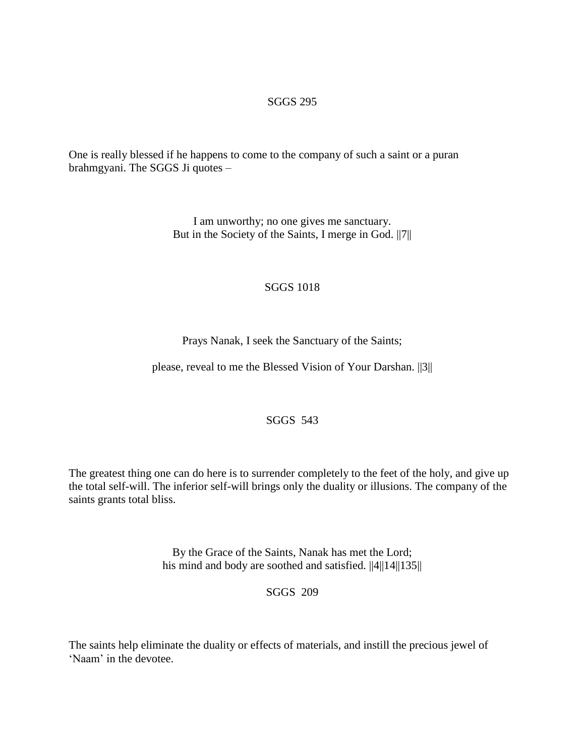SGGS 295

One is really blessed if he happens to come to the company of such a saint or a puran brahmgyani. The SGGS Ji quotes –

I am unworthy; no one gives me sanctuary.
But in the Society of the Saints, I merge in God. ||7||

SGGS 1018

Prays Nanak, I seek the Sanctuary of the Saints;

please, reveal to me the Blessed Vision of Your Darshan. ||3||

SGGS 543

The greatest thing one can do here is to surrender completely to the feet of the holy, and give up the total self-will. The inferior self-will brings only the duality or illusions. The company of the saints grants total bliss.

By the Grace of the Saints, Nanak has met the Lord;
his mind and body are soothed and satisfied. ||4||14||135||

SGGS 209

The saints help eliminate the duality or effects of materials, and instill the precious jewel of 'Naam' in the devotee.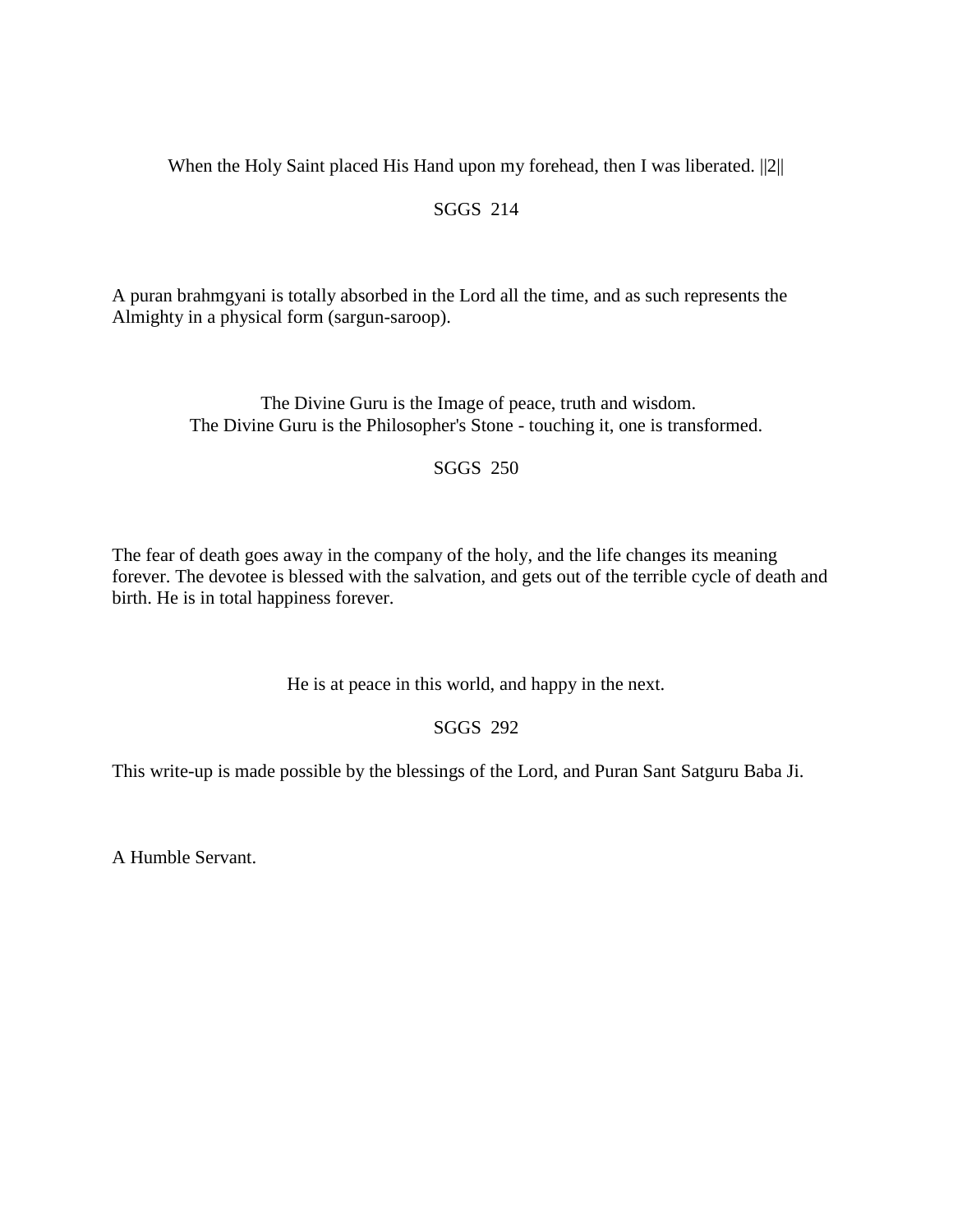When the Holy Saint placed His Hand upon my forehead, then I was liberated. ||2||

SGGS 214

A puran brahmgyani is totally absorbed in the Lord all the time, and as such represents the Almighty in a physical form (sargun-saroop).

The Divine Guru is the Image of peace, truth and wisdom.
The Divine Guru is the Philosopher's Stone - touching it, one is transformed.

SGGS 250

The fear of death goes away in the company of the holy, and the life changes its meaning forever. The devotee is blessed with the salvation, and gets out of the terrible cycle of death and birth. He is in total happiness forever.

He is at peace in this world, and happy in the next.

SGGS 292

This write-up is made possible by the blessings of the Lord, and Puran Sant Satguru Baba Ji.

A Humble Servant.